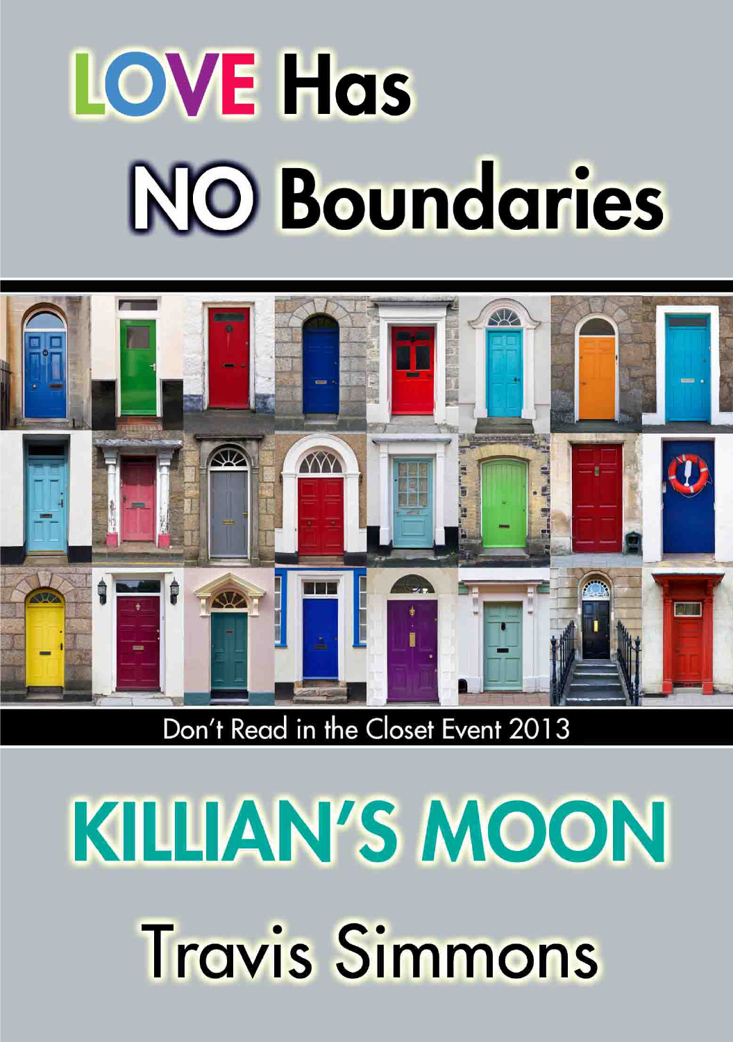# LOVE Has NO Boundaries

Don't Read in the Closet Event 2013

# KILLIAN'S MOON

## Travis Simmons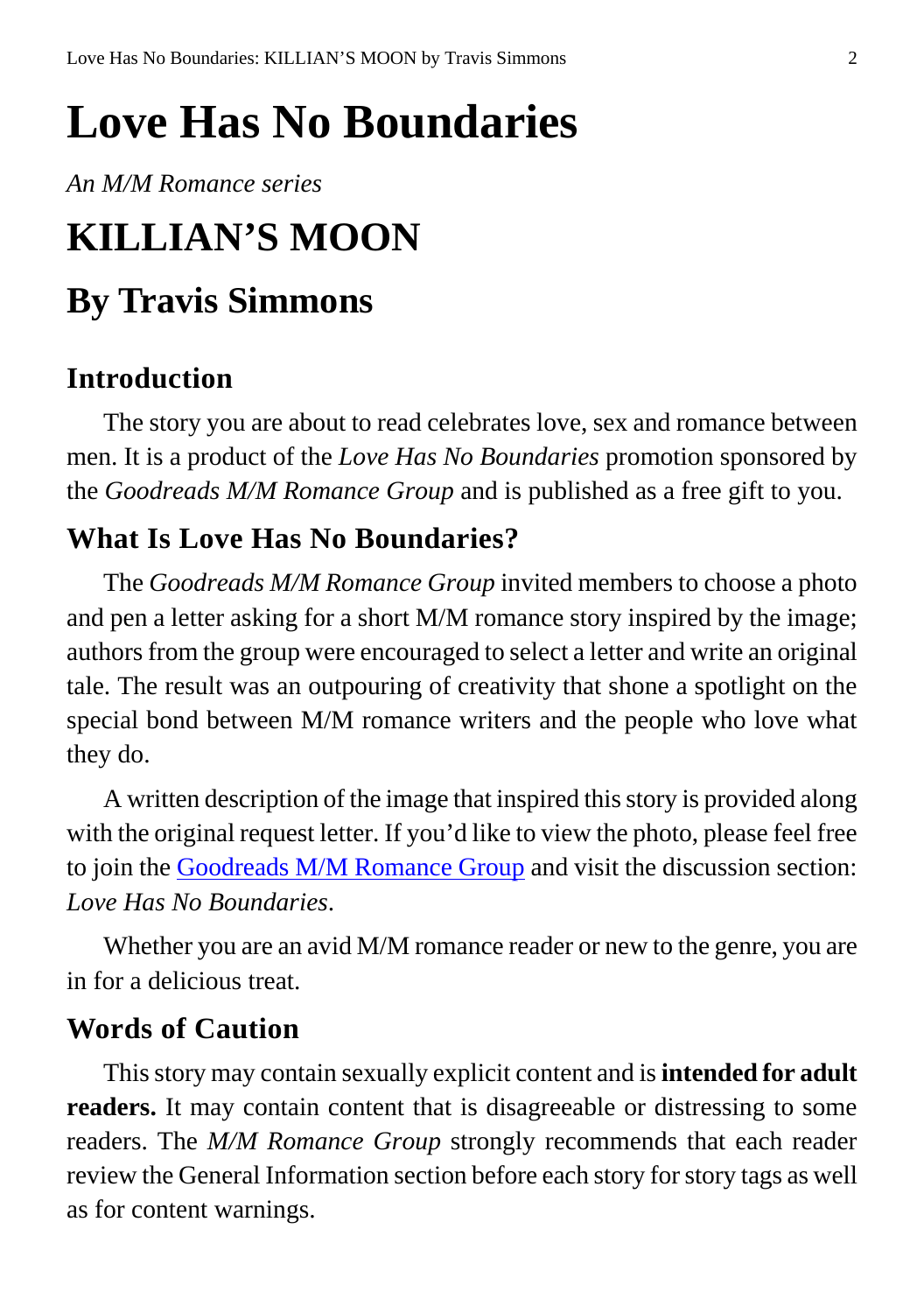# Love Has No Boundaries

*An M/M Romance series*

# KILLIAN'S MOON

## By Travis Simmons

### Introduction

The story you are about to read celebrates love, sex and romance between men. It is a product of the *Love Has No Boundaries* promotion sponsored by the *Goodreads M/M Romance Group* and is published as a free gift to you.

### What Is Love Has No Boundaries?

The *Goodreads M/M Romance Group* invited members to choose a photo and pen a letter asking for a short M/M romance story inspired by the image; authors from the group were encouraged to select a letter and write an original tale. The result was an outpouring of creativity that shone a spotlight on the special bond between M/M romance writers and the people who love what they do.

A written description of the image that inspired this story is provided along with the original request letter. If you'd like to view the photo, please feel free to join the [Goodreads M/M Romance Group] and visit the discussion section: *Love Has No Boundaries*.

Whether you are an avid M/M romance reader or new to the genre, you are in for a delicious treat.

### Words of Caution

This story may contain sexually explicit content and is **intended for adult readers.** It may contain content that is disagreeable or distressing to some readers. The *M/M Romance Group* strongly recommends that each reader review the General Information section before each story for story tags as well as for content warnings.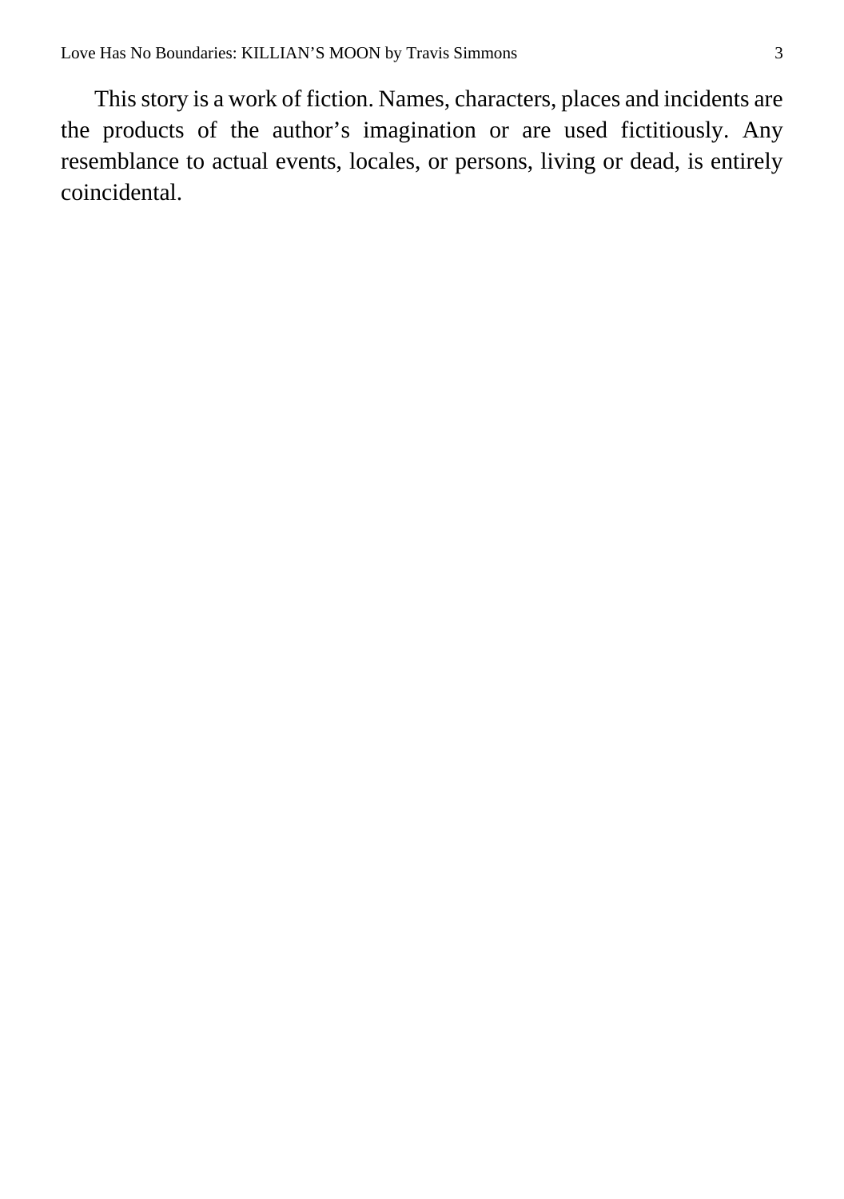This story is a work of fiction. Names, characters, places and incidents are the products of the author's imagination or are used fictitiously. Any resemblance to actual events, locales, or persons, living or dead, is entirely coincidental.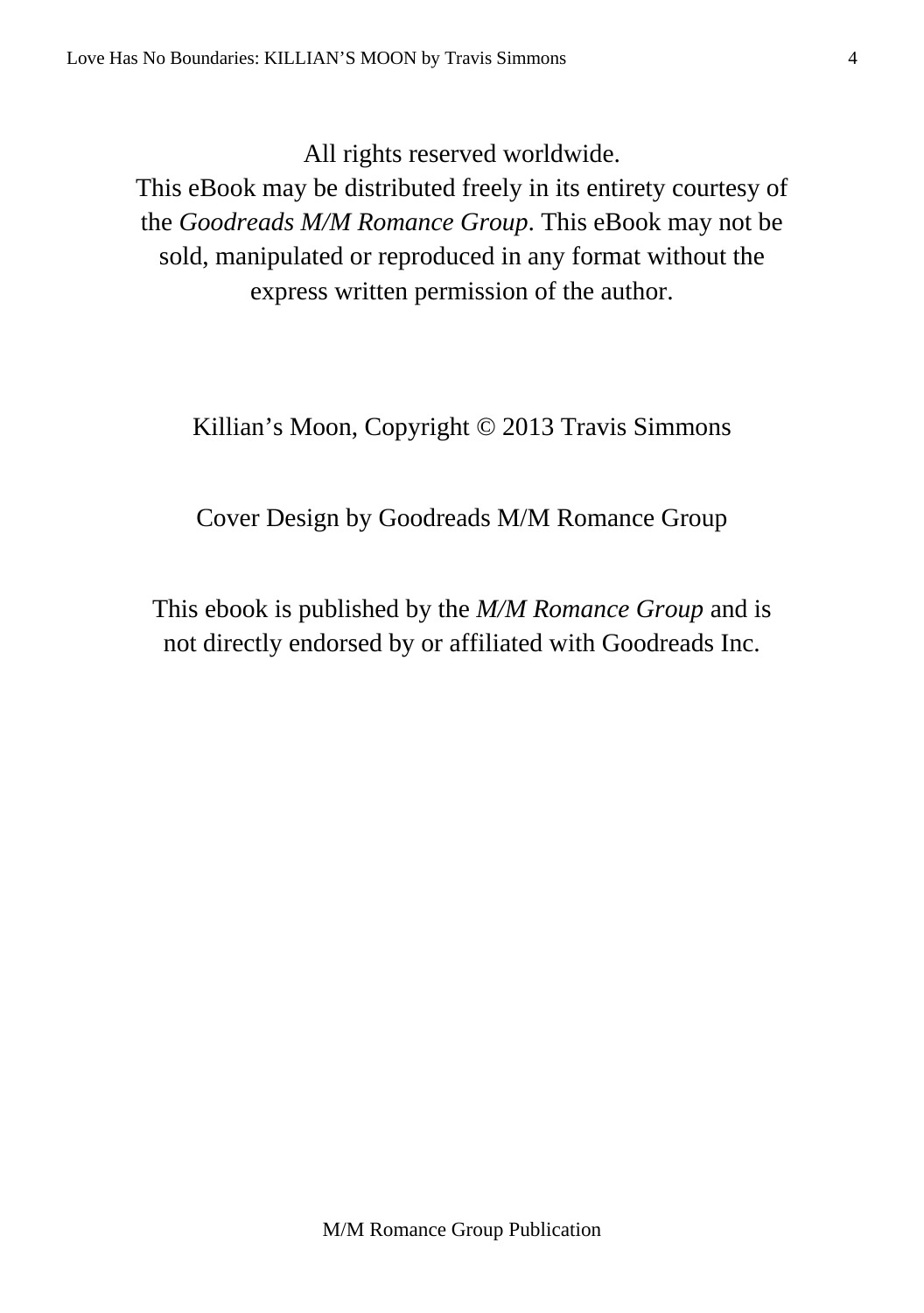All rights reserved worldwide.
This eBook may be distributed freely in its entirety courtesy of the *Goodreads M/M Romance Group*. This eBook may not be sold, manipulated or reproduced in any format without the express written permission of the author.

Killian's Moon, Copyright © 2013 Travis Simmons

Cover Design by Goodreads M/M Romance Group

This ebook is published by the *M/M Romance Group* and is not directly endorsed by or affiliated with Goodreads Inc.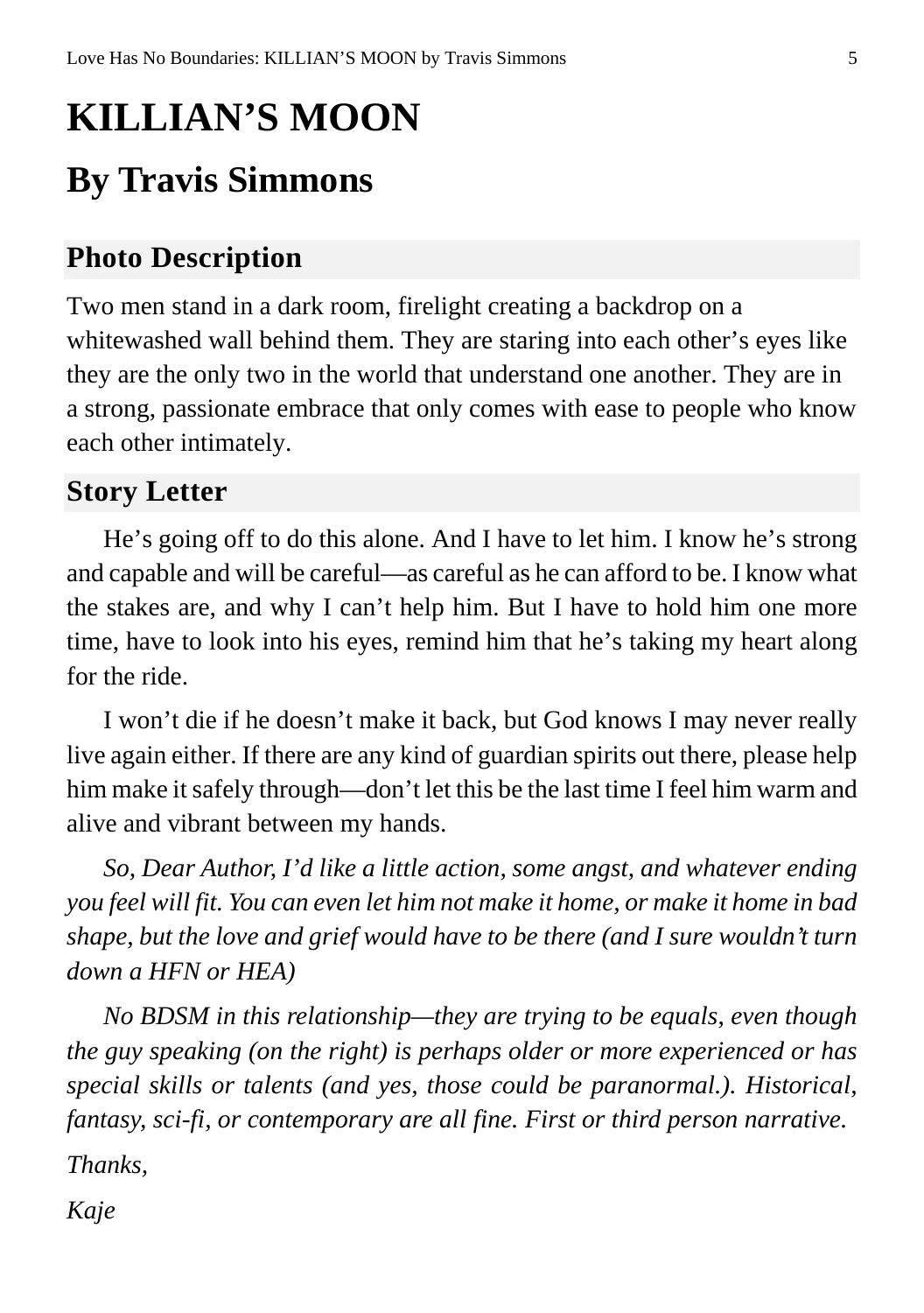# KILLIAN'S MOON

## By Travis Simmons

### Photo Description

Two men stand in a dark room, firelight creating a backdrop on a whitewashed wall behind them. They are staring into each other's eyes like they are the only two in the world that understand one another. They are in a strong, passionate embrace that only comes with ease to people who know each other intimately.

### Story Letter

He's going off to do this alone. And I have to let him. I know he's strong and capable and will be careful—as careful as he can afford to be. I know what the stakes are, and why I can't help him. But I have to hold him one more time, have to look into his eyes, remind him that he's taking my heart along for the ride.

I won't die if he doesn't make it back, but God knows I may never really live again either. If there are any kind of guardian spirits out there, please help him make it safely through—don't let this be the last time I feel him warm and alive and vibrant between my hands.

*So, Dear Author, I'd like a little action, some angst, and whatever ending you feel will fit. You can even let him not make it home, or make it home in bad shape, but the love and grief would have to be there (and I sure wouldn't turn down a HFN or HEA)*

*No BDSM in this relationship—they are trying to be equals, even though the guy speaking (on the right) is perhaps older or more experienced or has special skills or talents (and yes, those could be paranormal.). Historical, fantasy, sci-fi, or contemporary are all fine. First or third person narrative.*

*Thanks,*

*Kaje*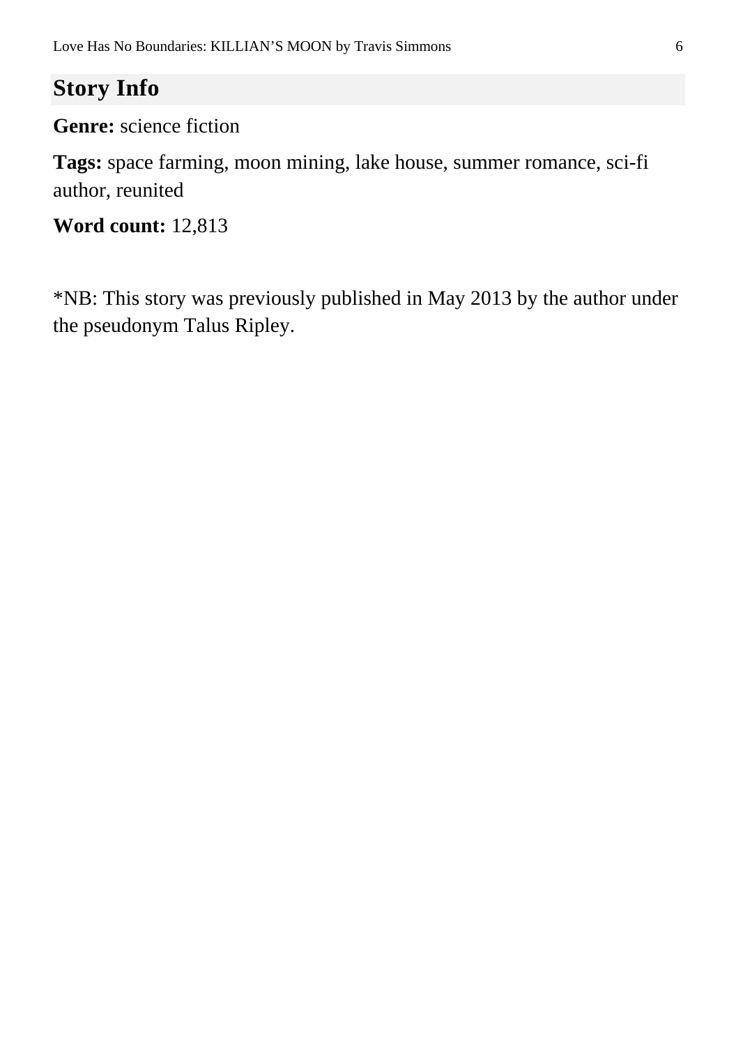## Story Info

**Genre:** science fiction

**Tags:** space farming, moon mining, lake house, summer romance, sci-fi author, reunited

**Word count:** 12,813

*NB: This story was previously published in May 2013 by the author under the pseudonym Talus Ripley.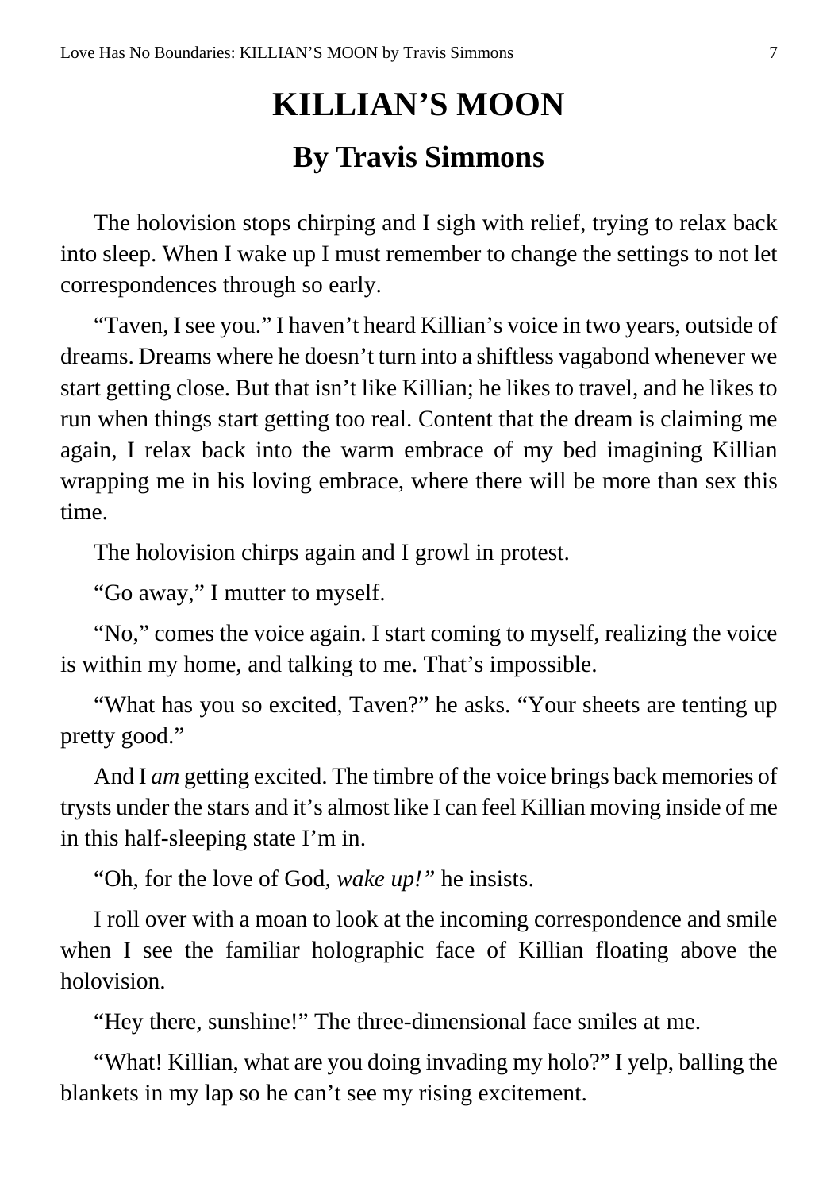# KILLIAN'S MOON

## By Travis Simmons

The holovision stops chirping and I sigh with relief, trying to relax back into sleep. When I wake up I must remember to change the settings to not let correspondences through so early.

"Taven, I see you." I haven't heard Killian's voice in two years, outside of dreams. Dreams where he doesn't turn into a shiftless vagabond whenever we start getting close. But that isn't like Killian; he likes to travel, and he likes to run when things start getting too real. Content that the dream is claiming me again, I relax back into the warm embrace of my bed imagining Killian wrapping me in his loving embrace, where there will be more than sex this time.

The holovision chirps again and I growl in protest.

"Go away," I mutter to myself.

"No," comes the voice again. I start coming to myself, realizing the voice is within my home, and talking to me. That's impossible.

"What has you so excited, Taven?" he asks. "Your sheets are tenting up pretty good."

And I *am* getting excited. The timbre of the voice brings back memories of trysts under the stars and it's almost like I can feel Killian moving inside of me in this half-sleeping state I'm in.

"Oh, for the love of God, *wake up!*" he insists.

I roll over with a moan to look at the incoming correspondence and smile when I see the familiar holographic face of Killian floating above the holovision.

"Hey there, sunshine!" The three-dimensional face smiles at me.

"What! Killian, what are you doing invading my holo?" I yelp, balling the blankets in my lap so he can't see my rising excitement.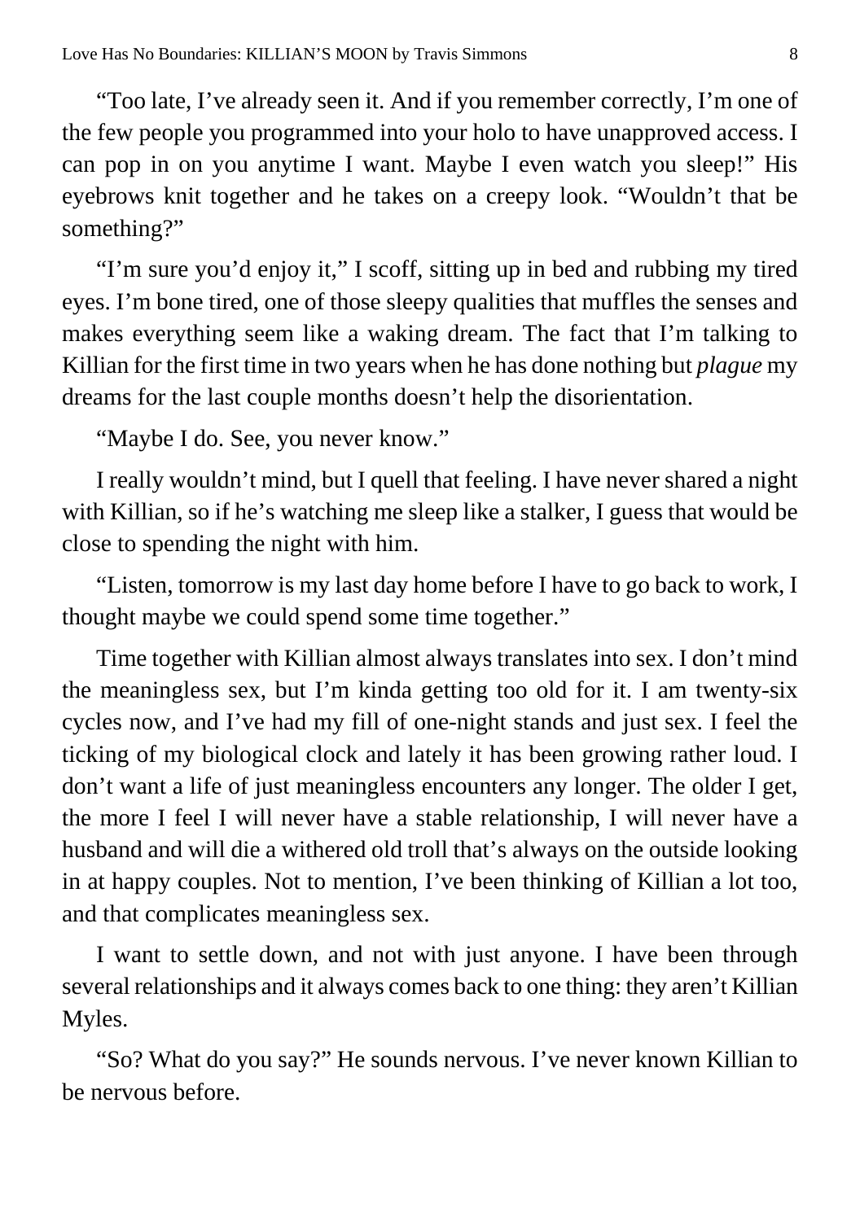"Too late, I've already seen it. And if you remember correctly, I'm one of the few people you programmed into your holo to have unapproved access. I can pop in on you anytime I want. Maybe I even watch you sleep!" His eyebrows knit together and he takes on a creepy look. "Wouldn't that be something?"

"I'm sure you'd enjoy it," I scoff, sitting up in bed and rubbing my tired eyes. I'm bone tired, one of those sleepy qualities that muffles the senses and makes everything seem like a waking dream. The fact that I'm talking to Killian for the first time in two years when he has done nothing but *plague* my dreams for the last couple months doesn't help the disorientation.

"Maybe I do. See, you never know."

I really wouldn't mind, but I quell that feeling. I have never shared a night with Killian, so if he's watching me sleep like a stalker, I guess that would be close to spending the night with him.

"Listen, tomorrow is my last day home before I have to go back to work, I thought maybe we could spend some time together."

Time together with Killian almost always translates into sex. I don't mind the meaningless sex, but I'm kinda getting too old for it. I am twenty-six cycles now, and I've had my fill of one-night stands and just sex. I feel the ticking of my biological clock and lately it has been growing rather loud. I don't want a life of just meaningless encounters any longer. The older I get, the more I feel I will never have a stable relationship, I will never have a husband and will die a withered old troll that's always on the outside looking in at happy couples. Not to mention, I've been thinking of Killian a lot too, and that complicates meaningless sex.

I want to settle down, and not with just anyone. I have been through several relationships and it always comes back to one thing: they aren't Killian Myles.

"So? What do you say?" He sounds nervous. I've never known Killian to be nervous before.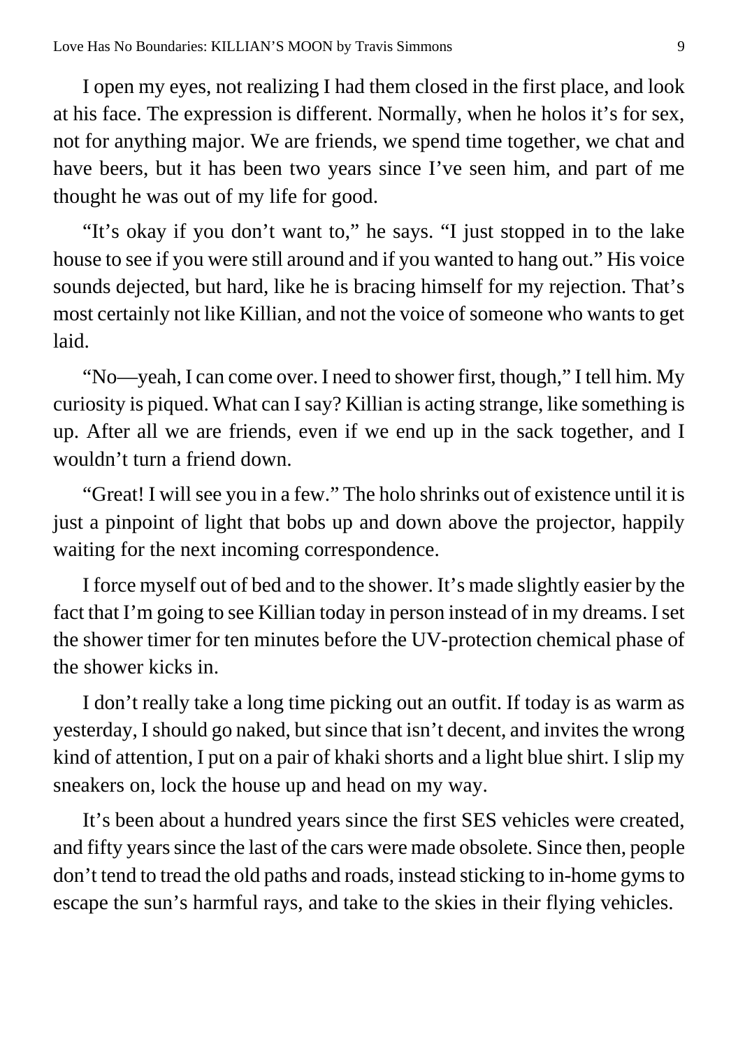I open my eyes, not realizing I had them closed in the first place, and look at his face. The expression is different. Normally, when he holos it's for sex, not for anything major. We are friends, we spend time together, we chat and have beers, but it has been two years since I've seen him, and part of me thought he was out of my life for good.

"It's okay if you don't want to," he says. "I just stopped in to the lake house to see if you were still around and if you wanted to hang out." His voice sounds dejected, but hard, like he is bracing himself for my rejection. That's most certainly not like Killian, and not the voice of someone who wants to get laid.

"No—yeah, I can come over. I need to shower first, though," I tell him. My curiosity is piqued. What can I say? Killian is acting strange, like something is up. After all we are friends, even if we end up in the sack together, and I wouldn't turn a friend down.

"Great! I will see you in a few." The holo shrinks out of existence until it is just a pinpoint of light that bobs up and down above the projector, happily waiting for the next incoming correspondence.

I force myself out of bed and to the shower. It's made slightly easier by the fact that I'm going to see Killian today in person instead of in my dreams. I set the shower timer for ten minutes before the UV-protection chemical phase of the shower kicks in.

I don't really take a long time picking out an outfit. If today is as warm as yesterday, I should go naked, but since that isn't decent, and invites the wrong kind of attention, I put on a pair of khaki shorts and a light blue shirt. I slip my sneakers on, lock the house up and head on my way.

It's been about a hundred years since the first SES vehicles were created, and fifty years since the last of the cars were made obsolete. Since then, people don't tend to tread the old paths and roads, instead sticking to in-home gyms to escape the sun's harmful rays, and take to the skies in their flying vehicles.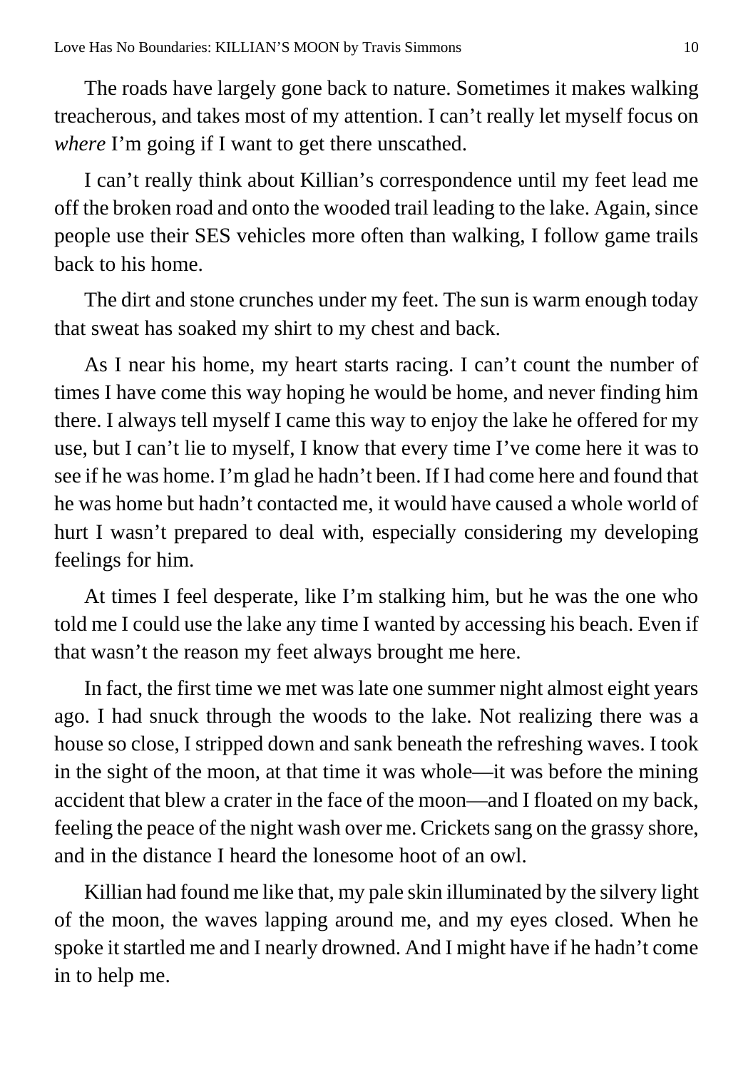The roads have largely gone back to nature. Sometimes it makes walking treacherous, and takes most of my attention. I can't really let myself focus on *where* I'm going if I want to get there unscathed.

I can't really think about Killian's correspondence until my feet lead me off the broken road and onto the wooded trail leading to the lake. Again, since people use their SES vehicles more often than walking, I follow game trails back to his home.

The dirt and stone crunches under my feet. The sun is warm enough today that sweat has soaked my shirt to my chest and back.

As I near his home, my heart starts racing. I can't count the number of times I have come this way hoping he would be home, and never finding him there. I always tell myself I came this way to enjoy the lake he offered for my use, but I can't lie to myself, I know that every time I've come here it was to see if he was home. I'm glad he hadn't been. If I had come here and found that he was home but hadn't contacted me, it would have caused a whole world of hurt I wasn't prepared to deal with, especially considering my developing feelings for him.

At times I feel desperate, like I'm stalking him, but he was the one who told me I could use the lake any time I wanted by accessing his beach. Even if that wasn't the reason my feet always brought me here.

In fact, the first time we met was late one summer night almost eight years ago. I had snuck through the woods to the lake. Not realizing there was a house so close, I stripped down and sank beneath the refreshing waves. I took in the sight of the moon, at that time it was whole—it was before the mining accident that blew a crater in the face of the moon—and I floated on my back, feeling the peace of the night wash over me. Crickets sang on the grassy shore, and in the distance I heard the lonesome hoot of an owl.

Killian had found me like that, my pale skin illuminated by the silvery light of the moon, the waves lapping around me, and my eyes closed. When he spoke it startled me and I nearly drowned. And I might have if he hadn't come in to help me.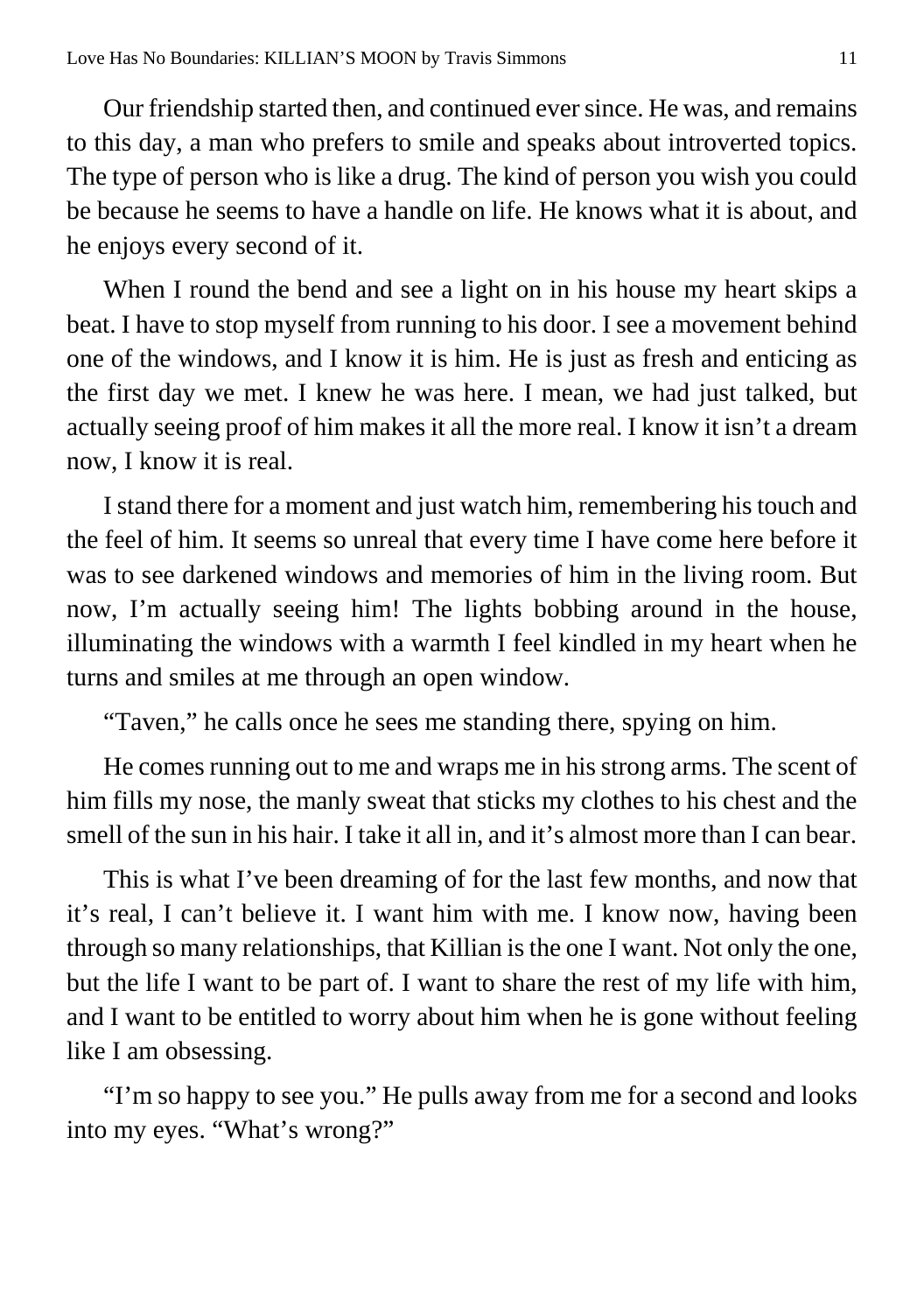Our friendship started then, and continued ever since. He was, and remains to this day, a man who prefers to smile and speaks about introverted topics. The type of person who is like a drug. The kind of person you wish you could be because he seems to have a handle on life. He knows what it is about, and he enjoys every second of it.

When I round the bend and see a light on in his house my heart skips a beat. I have to stop myself from running to his door. I see a movement behind one of the windows, and I know it is him. He is just as fresh and enticing as the first day we met. I knew he was here. I mean, we had just talked, but actually seeing proof of him makes it all the more real. I know it isn't a dream now, I know it is real.

I stand there for a moment and just watch him, remembering his touch and the feel of him. It seems so unreal that every time I have come here before it was to see darkened windows and memories of him in the living room. But now, I'm actually seeing him! The lights bobbing around in the house, illuminating the windows with a warmth I feel kindled in my heart when he turns and smiles at me through an open window.

"Taven," he calls once he sees me standing there, spying on him.

He comes running out to me and wraps me in his strong arms. The scent of him fills my nose, the manly sweat that sticks my clothes to his chest and the smell of the sun in his hair. I take it all in, and it's almost more than I can bear.

This is what I've been dreaming of for the last few months, and now that it's real, I can't believe it. I want him with me. I know now, having been through so many relationships, that Killian is the one I want. Not only the one, but the life I want to be part of. I want to share the rest of my life with him, and I want to be entitled to worry about him when he is gone without feeling like I am obsessing.

"I'm so happy to see you." He pulls away from me for a second and looks into my eyes. "What's wrong?"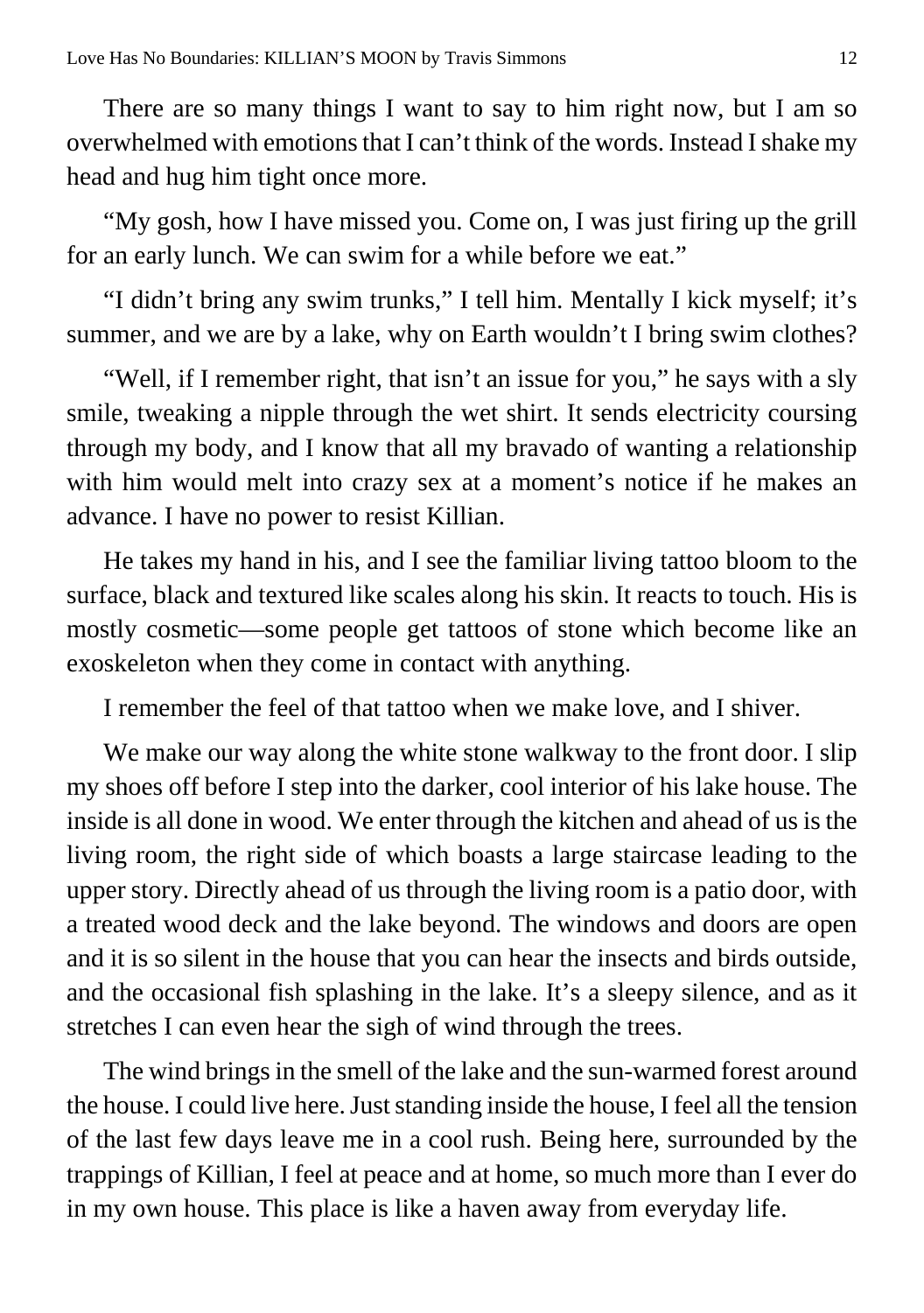There are so many things I want to say to him right now, but I am so overwhelmed with emotions that I can't think of the words. Instead I shake my head and hug him tight once more.

"My gosh, how I have missed you. Come on, I was just firing up the grill for an early lunch. We can swim for a while before we eat."

"I didn't bring any swim trunks," I tell him. Mentally I kick myself; it's summer, and we are by a lake, why on Earth wouldn't I bring swim clothes?

"Well, if I remember right, that isn't an issue for you," he says with a sly smile, tweaking a nipple through the wet shirt. It sends electricity coursing through my body, and I know that all my bravado of wanting a relationship with him would melt into crazy sex at a moment's notice if he makes an advance. I have no power to resist Killian.

He takes my hand in his, and I see the familiar living tattoo bloom to the surface, black and textured like scales along his skin. It reacts to touch. His is mostly cosmetic—some people get tattoos of stone which become like an exoskeleton when they come in contact with anything.

I remember the feel of that tattoo when we make love, and I shiver.

We make our way along the white stone walkway to the front door. I slip my shoes off before I step into the darker, cool interior of his lake house. The inside is all done in wood. We enter through the kitchen and ahead of us is the living room, the right side of which boasts a large staircase leading to the upper story. Directly ahead of us through the living room is a patio door, with a treated wood deck and the lake beyond. The windows and doors are open and it is so silent in the house that you can hear the insects and birds outside, and the occasional fish splashing in the lake. It's a sleepy silence, and as it stretches I can even hear the sigh of wind through the trees.

The wind brings in the smell of the lake and the sun-warmed forest around the house. I could live here. Just standing inside the house, I feel all the tension of the last few days leave me in a cool rush. Being here, surrounded by the trappings of Killian, I feel at peace and at home, so much more than I ever do in my own house. This place is like a haven away from everyday life.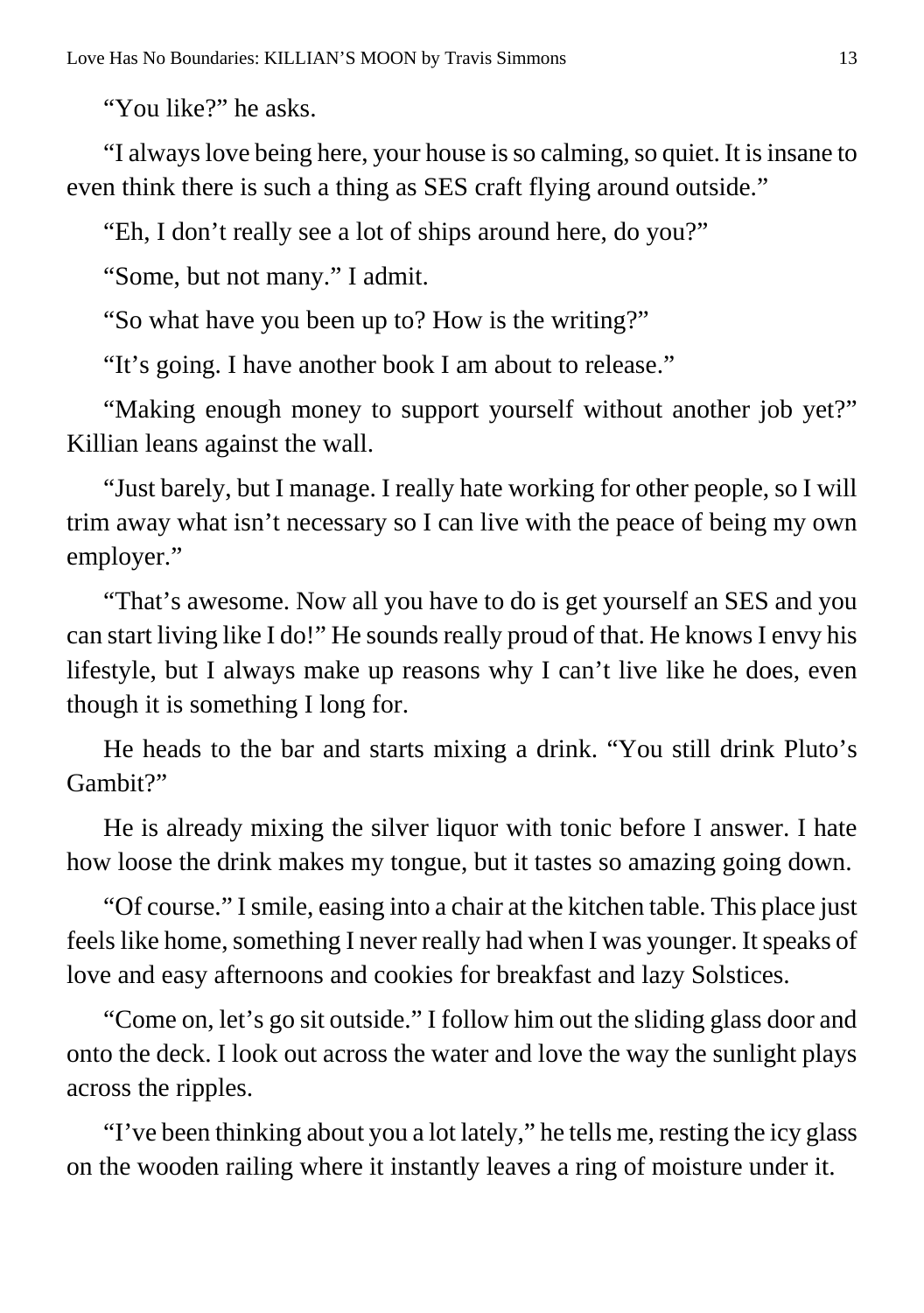"You like?" he asks.

"I always love being here, your house is so calming, so quiet. It is insane to even think there is such a thing as SES craft flying around outside."

"Eh, I don't really see a lot of ships around here, do you?"

"Some, but not many." I admit.

"So what have you been up to? How is the writing?"

"It's going. I have another book I am about to release."

"Making enough money to support yourself without another job yet?" Killian leans against the wall.

"Just barely, but I manage. I really hate working for other people, so I will trim away what isn't necessary so I can live with the peace of being my own employer."

"That's awesome. Now all you have to do is get yourself an SES and you can start living like I do!" He sounds really proud of that. He knows I envy his lifestyle, but I always make up reasons why I can't live like he does, even though it is something I long for.

He heads to the bar and starts mixing a drink. "You still drink Pluto's Gambit?"

He is already mixing the silver liquor with tonic before I answer. I hate how loose the drink makes my tongue, but it tastes so amazing going down.

"Of course." I smile, easing into a chair at the kitchen table. This place just feels like home, something I never really had when I was younger. It speaks of love and easy afternoons and cookies for breakfast and lazy Solstices.

"Come on, let's go sit outside." I follow him out the sliding glass door and onto the deck. I look out across the water and love the way the sunlight plays across the ripples.

"I've been thinking about you a lot lately," he tells me, resting the icy glass on the wooden railing where it instantly leaves a ring of moisture under it.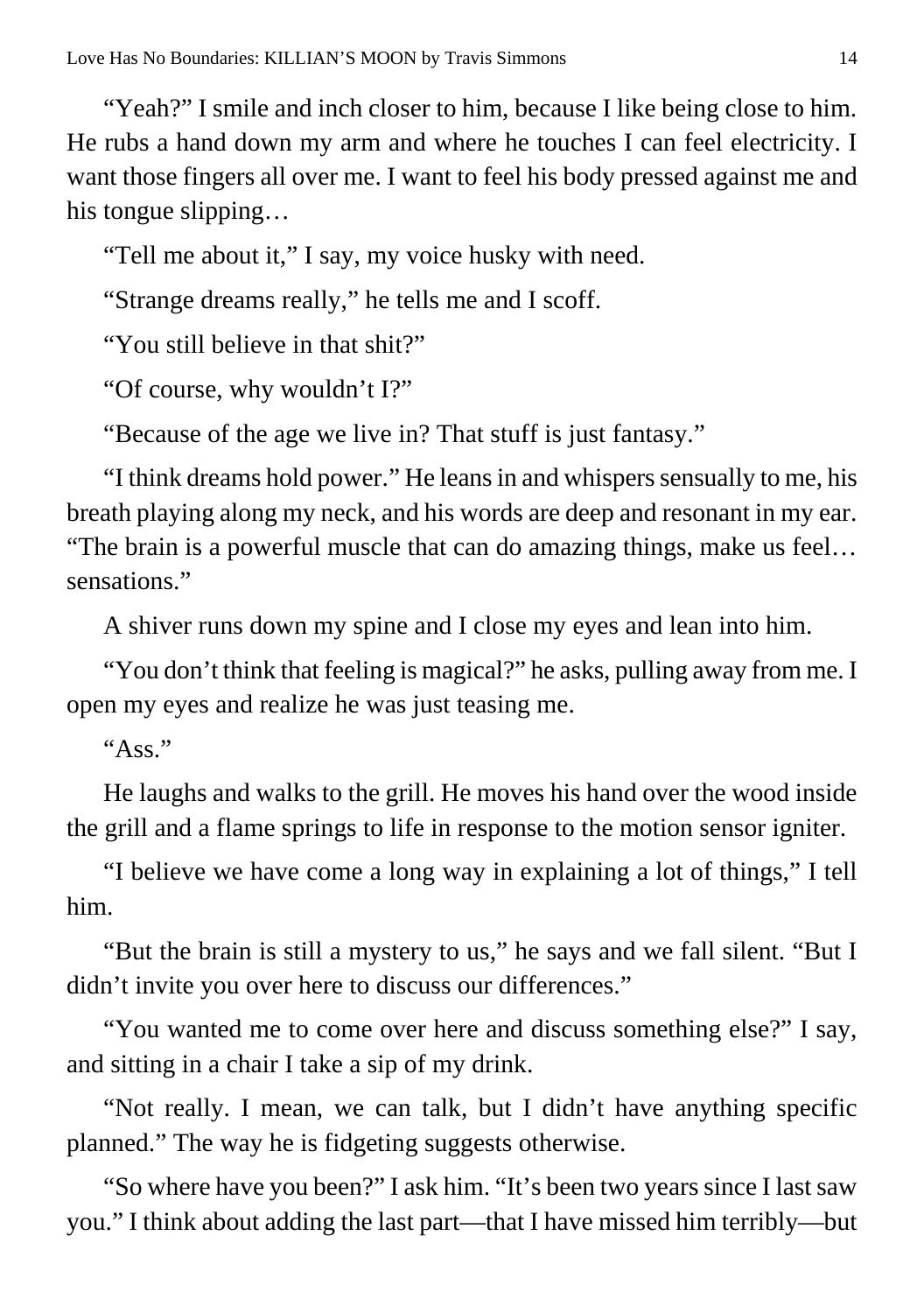"Yeah?" I smile and inch closer to him, because I like being close to him. He rubs a hand down my arm and where he touches I can feel electricity. I want those fingers all over me. I want to feel his body pressed against me and his tongue slipping…

"Tell me about it," I say, my voice husky with need.

"Strange dreams really," he tells me and I scoff.

"You still believe in that shit?"

"Of course, why wouldn't I?"

"Because of the age we live in? That stuff is just fantasy."

"I think dreams hold power." He leans in and whispers sensually to me, his breath playing along my neck, and his words are deep and resonant in my ear. "The brain is a powerful muscle that can do amazing things, make us feel… sensations."

A shiver runs down my spine and I close my eyes and lean into him.

"You don't think that feeling is magical?" he asks, pulling away from me. I open my eyes and realize he was just teasing me.

"Ass."

He laughs and walks to the grill. He moves his hand over the wood inside the grill and a flame springs to life in response to the motion sensor igniter.

"I believe we have come a long way in explaining a lot of things," I tell him.

"But the brain is still a mystery to us," he says and we fall silent. "But I didn't invite you over here to discuss our differences."

"You wanted me to come over here and discuss something else?" I say, and sitting in a chair I take a sip of my drink.

"Not really. I mean, we can talk, but I didn't have anything specific planned." The way he is fidgeting suggests otherwise.

"So where have you been?" I ask him. "It's been two years since I last saw you." I think about adding the last part—that I have missed him terribly—but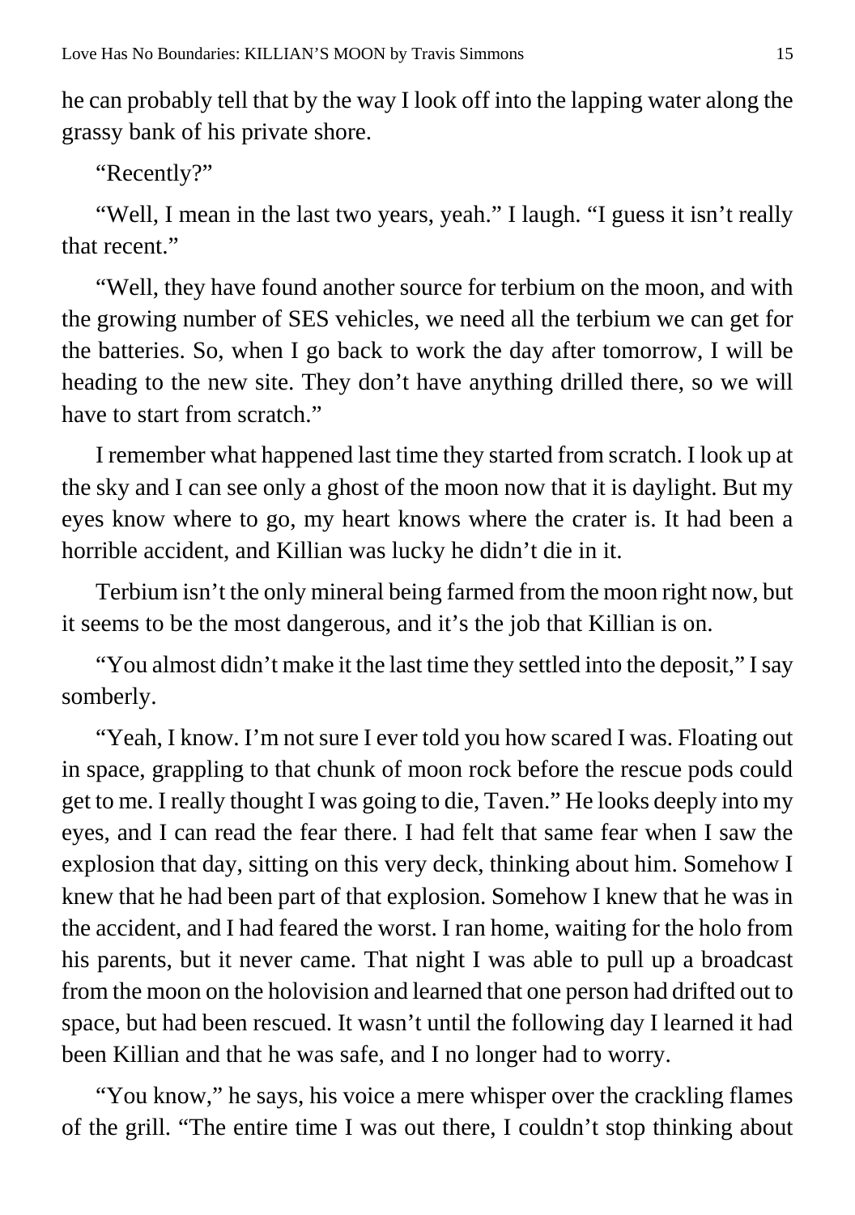he can probably tell that by the way I look off into the lapping water along the grassy bank of his private shore.

"Recently?"

"Well, I mean in the last two years, yeah." I laugh. "I guess it isn't really that recent."

"Well, they have found another source for terbium on the moon, and with the growing number of SES vehicles, we need all the terbium we can get for the batteries. So, when I go back to work the day after tomorrow, I will be heading to the new site. They don't have anything drilled there, so we will have to start from scratch."

I remember what happened last time they started from scratch. I look up at the sky and I can see only a ghost of the moon now that it is daylight. But my eyes know where to go, my heart knows where the crater is. It had been a horrible accident, and Killian was lucky he didn't die in it.

Terbium isn't the only mineral being farmed from the moon right now, but it seems to be the most dangerous, and it's the job that Killian is on.

"You almost didn't make it the last time they settled into the deposit," I say somberly.

"Yeah, I know. I'm not sure I ever told you how scared I was. Floating out in space, grappling to that chunk of moon rock before the rescue pods could get to me. I really thought I was going to die, Taven." He looks deeply into my eyes, and I can read the fear there. I had felt that same fear when I saw the explosion that day, sitting on this very deck, thinking about him. Somehow I knew that he had been part of that explosion. Somehow I knew that he was in the accident, and I had feared the worst. I ran home, waiting for the holo from his parents, but it never came. That night I was able to pull up a broadcast from the moon on the holovision and learned that one person had drifted out to space, but had been rescued. It wasn't until the following day I learned it had been Killian and that he was safe, and I no longer had to worry.

"You know," he says, his voice a mere whisper over the crackling flames of the grill. "The entire time I was out there, I couldn't stop thinking about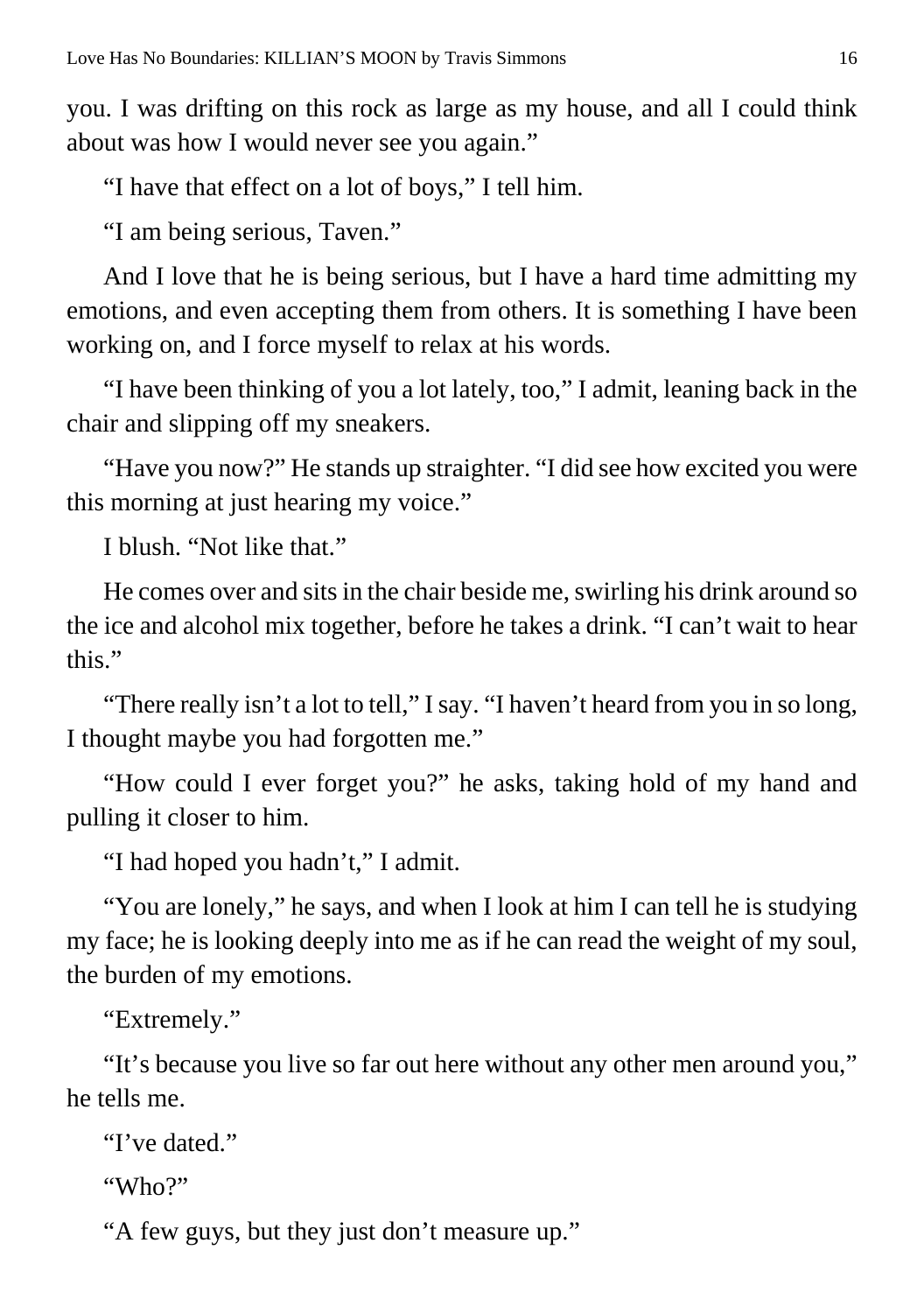you. I was drifting on this rock as large as my house, and all I could think about was how I would never see you again."

"I have that effect on a lot of boys," I tell him.

"I am being serious, Taven."

And I love that he is being serious, but I have a hard time admitting my emotions, and even accepting them from others. It is something I have been working on, and I force myself to relax at his words.

"I have been thinking of you a lot lately, too," I admit, leaning back in the chair and slipping off my sneakers.

"Have you now?" He stands up straighter. "I did see how excited you were this morning at just hearing my voice."

I blush. "Not like that."

He comes over and sits in the chair beside me, swirling his drink around so the ice and alcohol mix together, before he takes a drink. "I can't wait to hear this."

"There really isn't a lot to tell," I say. "I haven't heard from you in so long, I thought maybe you had forgotten me."

"How could I ever forget you?" he asks, taking hold of my hand and pulling it closer to him.

"I had hoped you hadn't," I admit.

"You are lonely," he says, and when I look at him I can tell he is studying my face; he is looking deeply into me as if he can read the weight of my soul, the burden of my emotions.

"Extremely."

"It's because you live so far out here without any other men around you," he tells me.

"I've dated."

"Who?"

"A few guys, but they just don't measure up."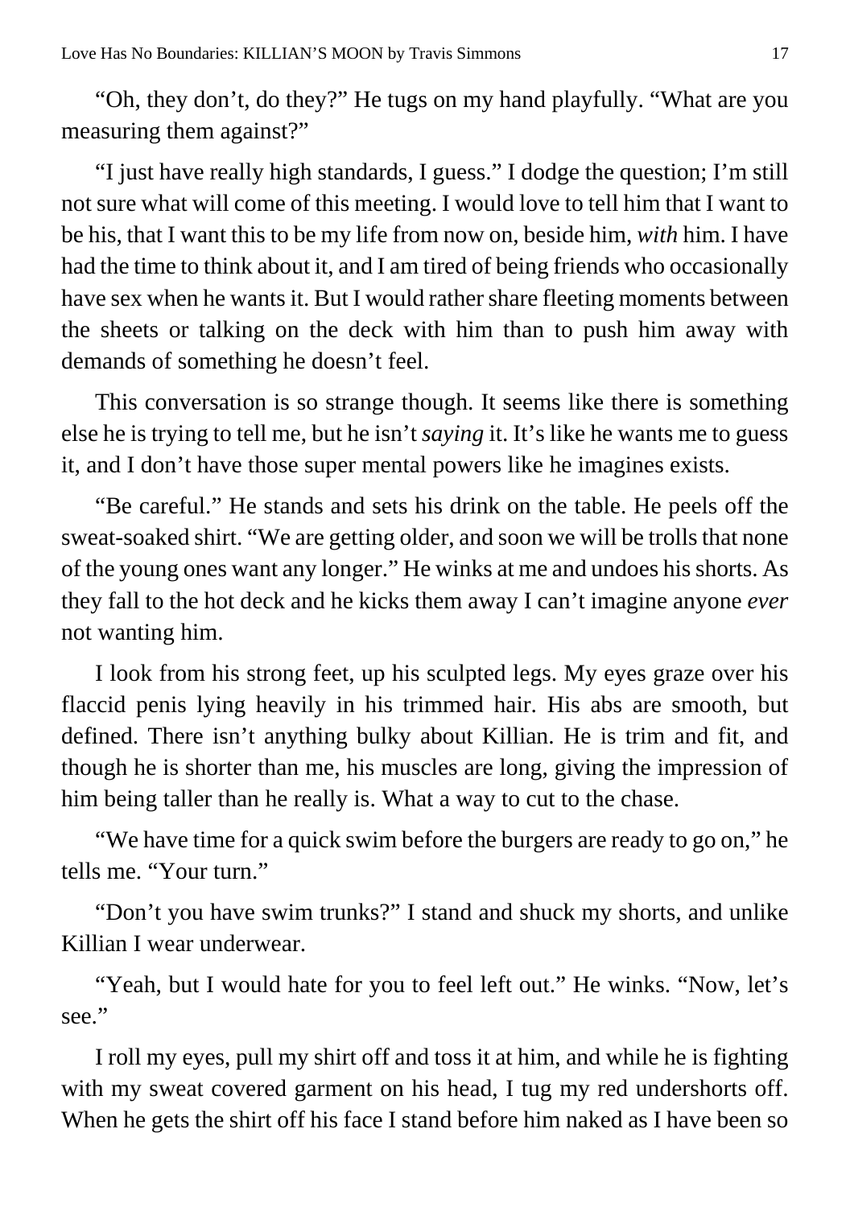"Oh, they don't, do they?" He tugs on my hand playfully. "What are you measuring them against?"

"I just have really high standards, I guess." I dodge the question; I'm still not sure what will come of this meeting. I would love to tell him that I want to be his, that I want this to be my life from now on, beside him, *with* him. I have had the time to think about it, and I am tired of being friends who occasionally have sex when he wants it. But I would rather share fleeting moments between the sheets or talking on the deck with him than to push him away with demands of something he doesn't feel.

This conversation is so strange though. It seems like there is something else he is trying to tell me, but he isn't *saying* it. It's like he wants me to guess it, and I don't have those super mental powers like he imagines exists.

"Be careful." He stands and sets his drink on the table. He peels off the sweat-soaked shirt. "We are getting older, and soon we will be trolls that none of the young ones want any longer." He winks at me and undoes his shorts. As they fall to the hot deck and he kicks them away I can't imagine anyone *ever* not wanting him.

I look from his strong feet, up his sculpted legs. My eyes graze over his flaccid penis lying heavily in his trimmed hair. His abs are smooth, but defined. There isn't anything bulky about Killian. He is trim and fit, and though he is shorter than me, his muscles are long, giving the impression of him being taller than he really is. What a way to cut to the chase.

"We have time for a quick swim before the burgers are ready to go on," he tells me. "Your turn."

"Don't you have swim trunks?" I stand and shuck my shorts, and unlike Killian I wear underwear.

"Yeah, but I would hate for you to feel left out." He winks. "Now, let's see."

I roll my eyes, pull my shirt off and toss it at him, and while he is fighting with my sweat covered garment on his head, I tug my red undershorts off. When he gets the shirt off his face I stand before him naked as I have been so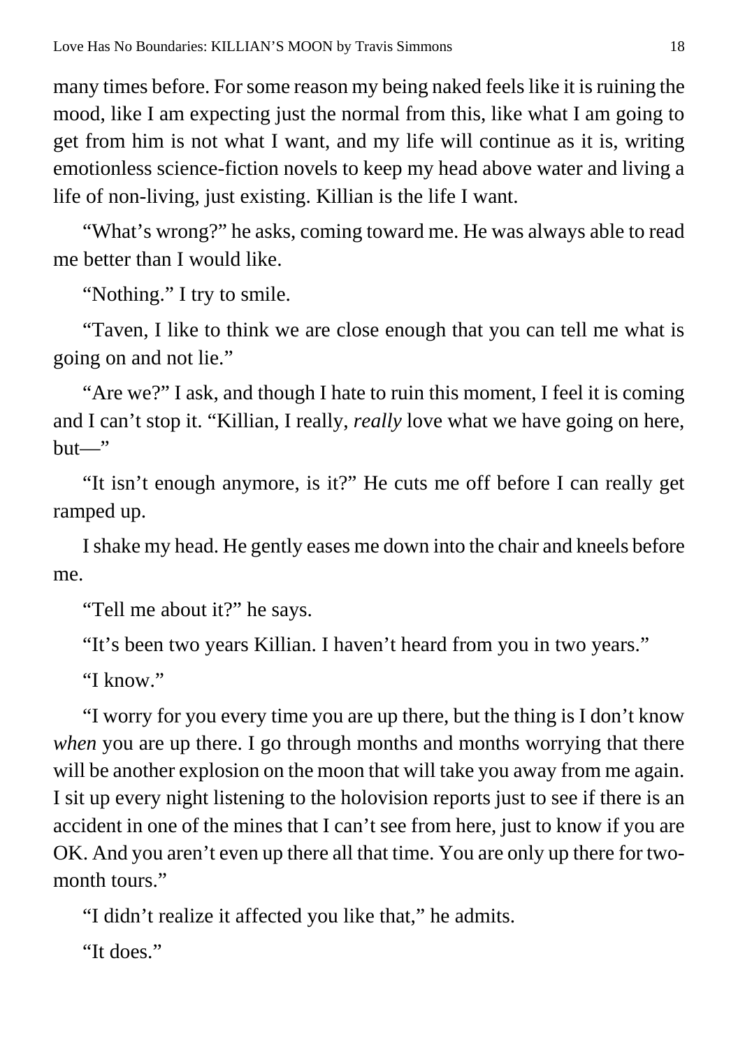many times before. For some reason my being naked feels like it is ruining the mood, like I am expecting just the normal from this, like what I am going to get from him is not what I want, and my life will continue as it is, writing emotionless science-fiction novels to keep my head above water and living a life of non-living, just existing. Killian is the life I want.

"What's wrong?" he asks, coming toward me. He was always able to read me better than I would like.

"Nothing." I try to smile.

"Taven, I like to think we are close enough that you can tell me what is going on and not lie."

"Are we?" I ask, and though I hate to ruin this moment, I feel it is coming and I can't stop it. "Killian, I really, *really* love what we have going on here, but—"

"It isn't enough anymore, is it?" He cuts me off before I can really get ramped up.

I shake my head. He gently eases me down into the chair and kneels before me.

"Tell me about it?" he says.

"It's been two years Killian. I haven't heard from you in two years."

"I know."

"I worry for you every time you are up there, but the thing is I don't know *when* you are up there. I go through months and months worrying that there will be another explosion on the moon that will take you away from me again. I sit up every night listening to the holovision reports just to see if there is an accident in one of the mines that I can't see from here, just to know if you are OK. And you aren't even up there all that time. You are only up there for two-month tours."

"I didn't realize it affected you like that," he admits.

"It does."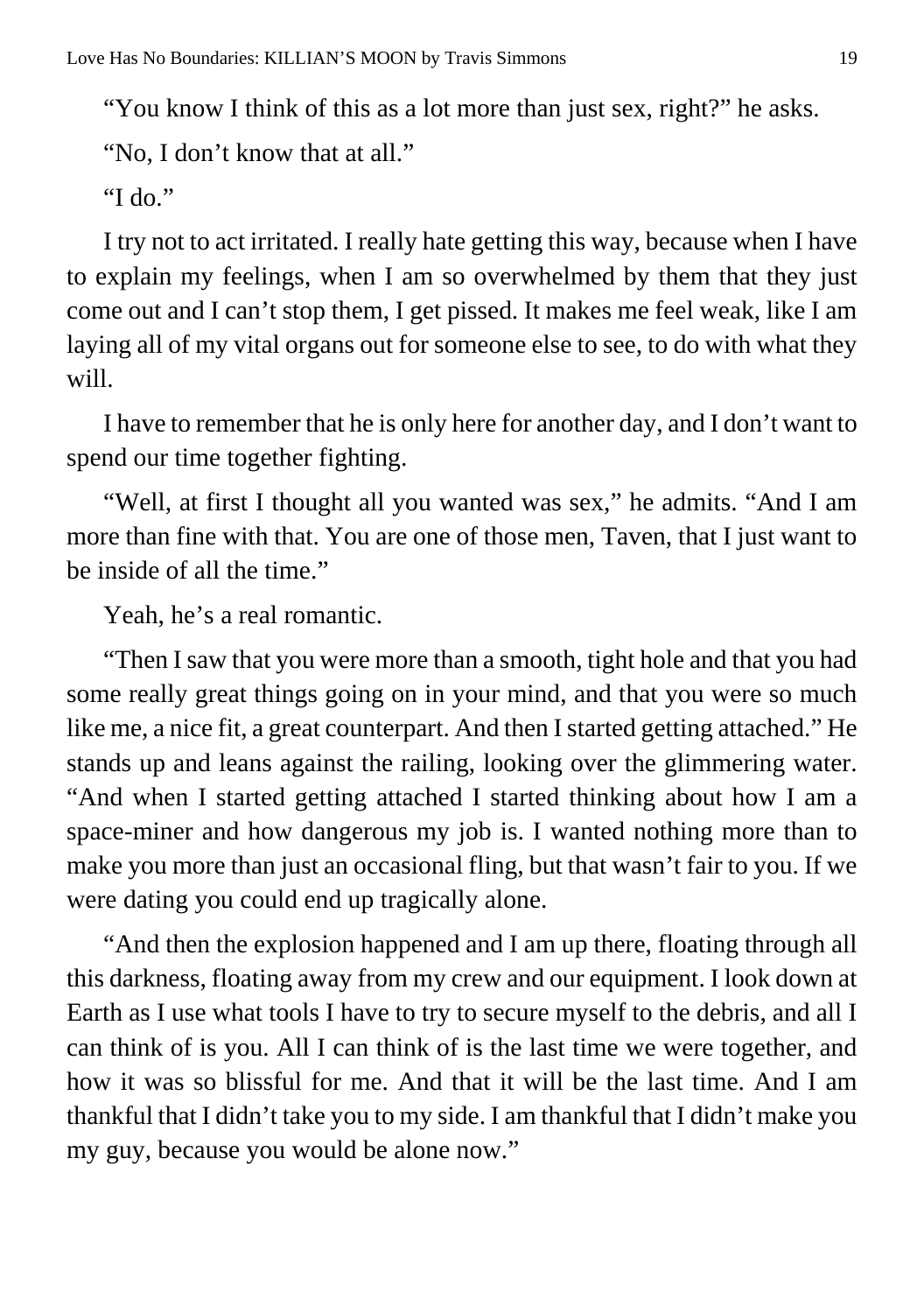"You know I think of this as a lot more than just sex, right?" he asks.

"No, I don't know that at all."

"I do."

I try not to act irritated. I really hate getting this way, because when I have to explain my feelings, when I am so overwhelmed by them that they just come out and I can't stop them, I get pissed. It makes me feel weak, like I am laying all of my vital organs out for someone else to see, to do with what they will.

I have to remember that he is only here for another day, and I don't want to spend our time together fighting.

"Well, at first I thought all you wanted was sex," he admits. "And I am more than fine with that. You are one of those men, Taven, that I just want to be inside of all the time."

Yeah, he's a real romantic.

"Then I saw that you were more than a smooth, tight hole and that you had some really great things going on in your mind, and that you were so much like me, a nice fit, a great counterpart. And then I started getting attached." He stands up and leans against the railing, looking over the glimmering water. "And when I started getting attached I started thinking about how I am a space-miner and how dangerous my job is. I wanted nothing more than to make you more than just an occasional fling, but that wasn't fair to you. If we were dating you could end up tragically alone.

"And then the explosion happened and I am up there, floating through all this darkness, floating away from my crew and our equipment. I look down at Earth as I use what tools I have to try to secure myself to the debris, and all I can think of is you. All I can think of is the last time we were together, and how it was so blissful for me. And that it will be the last time. And I am thankful that I didn't take you to my side. I am thankful that I didn't make you my guy, because you would be alone now."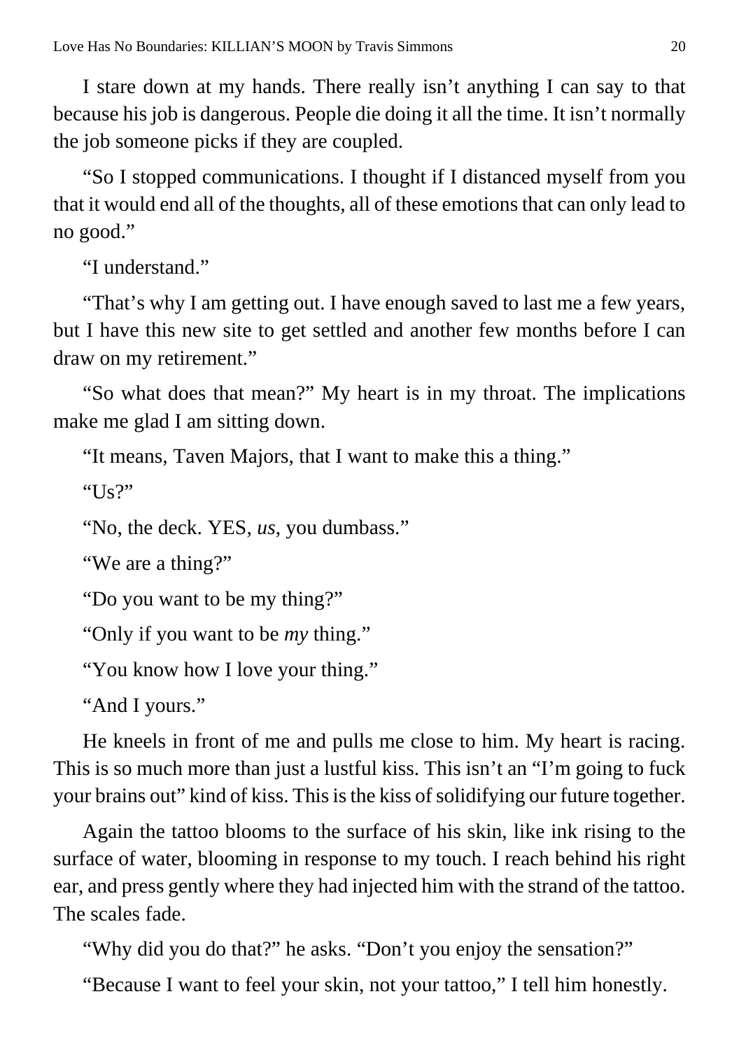I stare down at my hands. There really isn't anything I can say to that because his job is dangerous. People die doing it all the time. It isn't normally the job someone picks if they are coupled.

"So I stopped communications. I thought if I distanced myself from you that it would end all of the thoughts, all of these emotions that can only lead to no good."

"I understand."

"That's why I am getting out. I have enough saved to last me a few years, but I have this new site to get settled and another few months before I can draw on my retirement."

"So what does that mean?" My heart is in my throat. The implications make me glad I am sitting down.

"It means, Taven Majors, that I want to make this a thing."

"Us?"

"No, the deck. YES, *us*, you dumbass."

"We are a thing?"

"Do you want to be my thing?"

"Only if you want to be *my* thing."

"You know how I love your thing."

"And I yours."

He kneels in front of me and pulls me close to him. My heart is racing. This is so much more than just a lustful kiss. This isn't an "I'm going to fuck your brains out" kind of kiss. This is the kiss of solidifying our future together.

Again the tattoo blooms to the surface of his skin, like ink rising to the surface of water, blooming in response to my touch. I reach behind his right ear, and press gently where they had injected him with the strand of the tattoo. The scales fade.

"Why did you do that?" he asks. "Don't you enjoy the sensation?"

"Because I want to feel your skin, not your tattoo," I tell him honestly.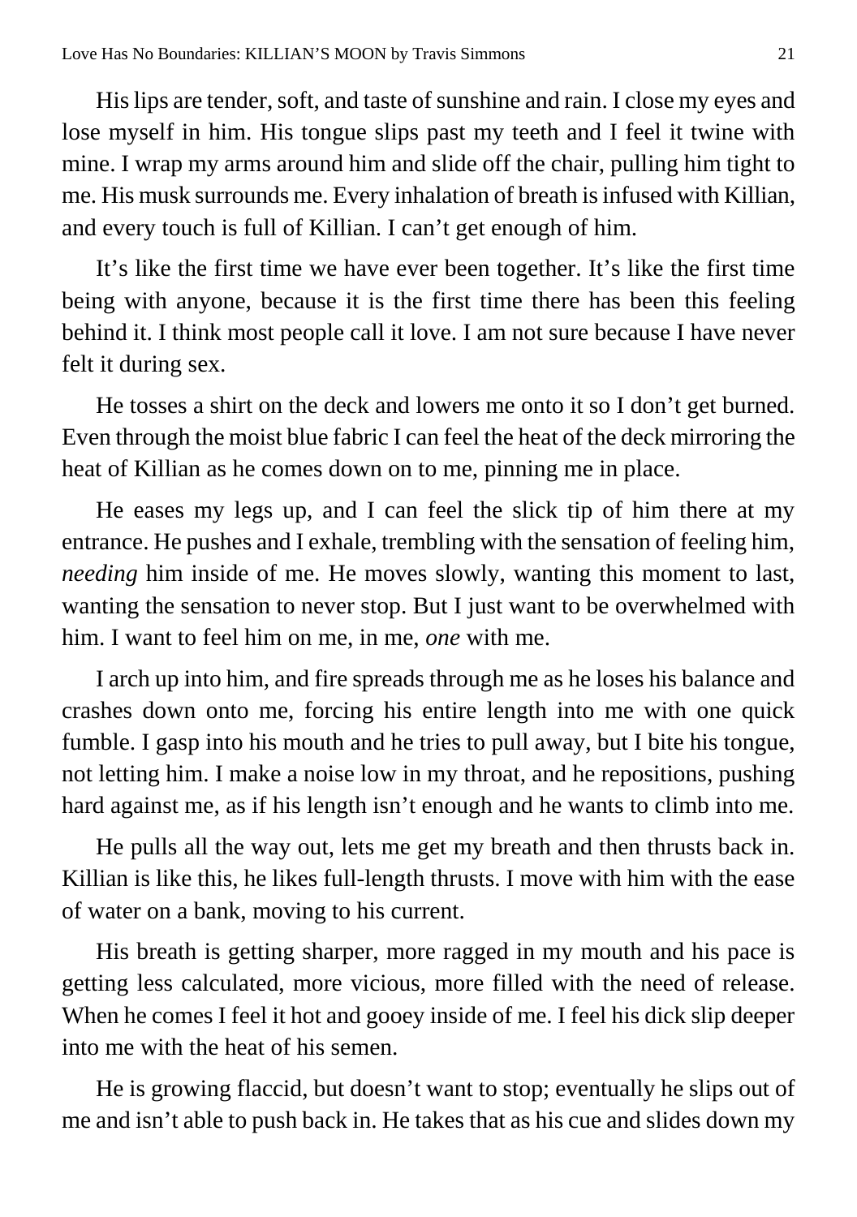His lips are tender, soft, and taste of sunshine and rain. I close my eyes and lose myself in him. His tongue slips past my teeth and I feel it twine with mine. I wrap my arms around him and slide off the chair, pulling him tight to me. His musk surrounds me. Every inhalation of breath is infused with Killian, and every touch is full of Killian. I can't get enough of him.

It's like the first time we have ever been together. It's like the first time being with anyone, because it is the first time there has been this feeling behind it. I think most people call it love. I am not sure because I have never felt it during sex.

He tosses a shirt on the deck and lowers me onto it so I don't get burned. Even through the moist blue fabric I can feel the heat of the deck mirroring the heat of Killian as he comes down on to me, pinning me in place.

He eases my legs up, and I can feel the slick tip of him there at my entrance. He pushes and I exhale, trembling with the sensation of feeling him, *needing* him inside of me. He moves slowly, wanting this moment to last, wanting the sensation to never stop. But I just want to be overwhelmed with him. I want to feel him on me, in me, *one* with me.

I arch up into him, and fire spreads through me as he loses his balance and crashes down onto me, forcing his entire length into me with one quick fumble. I gasp into his mouth and he tries to pull away, but I bite his tongue, not letting him. I make a noise low in my throat, and he repositions, pushing hard against me, as if his length isn't enough and he wants to climb into me.

He pulls all the way out, lets me get my breath and then thrusts back in. Killian is like this, he likes full-length thrusts. I move with him with the ease of water on a bank, moving to his current.

His breath is getting sharper, more ragged in my mouth and his pace is getting less calculated, more vicious, more filled with the need of release. When he comes I feel it hot and gooey inside of me. I feel his dick slip deeper into me with the heat of his semen.

He is growing flaccid, but doesn't want to stop; eventually he slips out of me and isn't able to push back in. He takes that as his cue and slides down my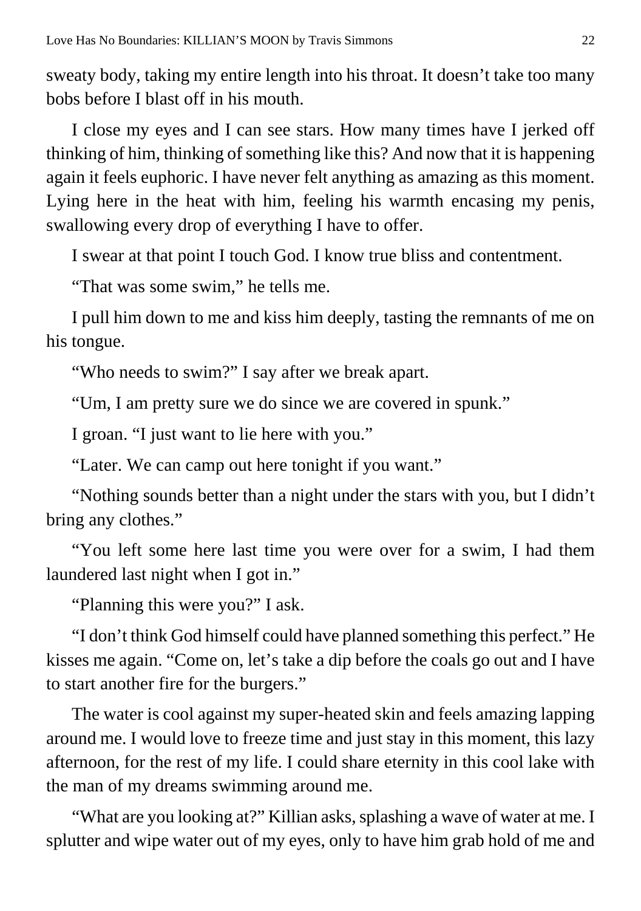sweaty body, taking my entire length into his throat. It doesn't take too many bobs before I blast off in his mouth.

I close my eyes and I can see stars. How many times have I jerked off thinking of him, thinking of something like this? And now that it is happening again it feels euphoric. I have never felt anything as amazing as this moment. Lying here in the heat with him, feeling his warmth encasing my penis, swallowing every drop of everything I have to offer.

I swear at that point I touch God. I know true bliss and contentment.

"That was some swim," he tells me.

I pull him down to me and kiss him deeply, tasting the remnants of me on his tongue.

"Who needs to swim?" I say after we break apart.

"Um, I am pretty sure we do since we are covered in spunk."

I groan. "I just want to lie here with you."

"Later. We can camp out here tonight if you want."

"Nothing sounds better than a night under the stars with you, but I didn't bring any clothes."

"You left some here last time you were over for a swim, I had them laundered last night when I got in."

"Planning this were you?" I ask.

"I don't think God himself could have planned something this perfect." He kisses me again. "Come on, let's take a dip before the coals go out and I have to start another fire for the burgers."

The water is cool against my super-heated skin and feels amazing lapping around me. I would love to freeze time and just stay in this moment, this lazy afternoon, for the rest of my life. I could share eternity in this cool lake with the man of my dreams swimming around me.

"What are you looking at?" Killian asks, splashing a wave of water at me. I splutter and wipe water out of my eyes, only to have him grab hold of me and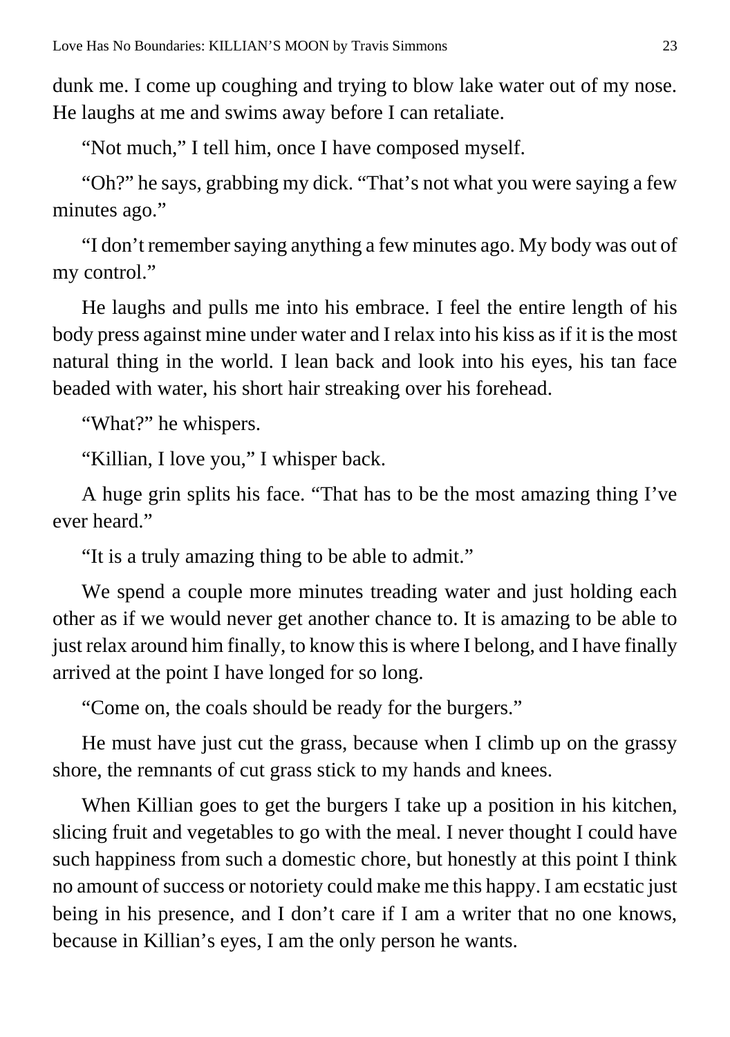dunk me. I come up coughing and trying to blow lake water out of my nose. He laughs at me and swims away before I can retaliate.

"Not much," I tell him, once I have composed myself.

"Oh?" he says, grabbing my dick. "That's not what you were saying a few minutes ago."

"I don't remember saying anything a few minutes ago. My body was out of my control."

He laughs and pulls me into his embrace. I feel the entire length of his body press against mine under water and I relax into his kiss as if it is the most natural thing in the world. I lean back and look into his eyes, his tan face beaded with water, his short hair streaking over his forehead.

"What?" he whispers.

"Killian, I love you," I whisper back.

A huge grin splits his face. "That has to be the most amazing thing I've ever heard."

"It is a truly amazing thing to be able to admit."

We spend a couple more minutes treading water and just holding each other as if we would never get another chance to. It is amazing to be able to just relax around him finally, to know this is where I belong, and I have finally arrived at the point I have longed for so long.

"Come on, the coals should be ready for the burgers."

He must have just cut the grass, because when I climb up on the grassy shore, the remnants of cut grass stick to my hands and knees.

When Killian goes to get the burgers I take up a position in his kitchen, slicing fruit and vegetables to go with the meal. I never thought I could have such happiness from such a domestic chore, but honestly at this point I think no amount of success or notoriety could make me this happy. I am ecstatic just being in his presence, and I don't care if I am a writer that no one knows, because in Killian's eyes, I am the only person he wants.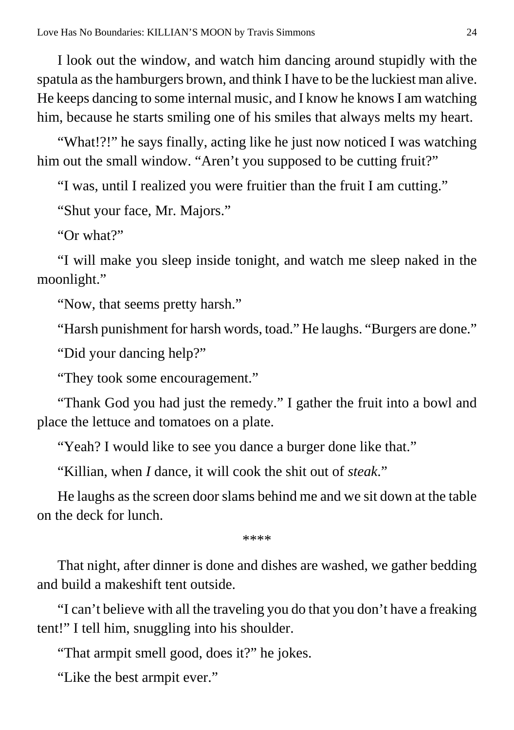I look out the window, and watch him dancing around stupidly with the spatula as the hamburgers brown, and think I have to be the luckiest man alive. He keeps dancing to some internal music, and I know he knows I am watching him, because he starts smiling one of his smiles that always melts my heart.

"What!?!" he says finally, acting like he just now noticed I was watching him out the small window. "Aren't you supposed to be cutting fruit?"

"I was, until I realized you were fruitier than the fruit I am cutting."

"Shut your face, Mr. Majors."

"Or what?"

"I will make you sleep inside tonight, and watch me sleep naked in the moonlight."

"Now, that seems pretty harsh."

"Harsh punishment for harsh words, toad." He laughs. "Burgers are done."

"Did your dancing help?"

"They took some encouragement."

"Thank God you had just the remedy." I gather the fruit into a bowl and place the lettuce and tomatoes on a plate.

"Yeah? I would like to see you dance a burger done like that."

"Killian, when *I* dance, it will cook the shit out of *steak*."

He laughs as the screen door slams behind me and we sit down at the table on the deck for lunch.

****

That night, after dinner is done and dishes are washed, we gather bedding and build a makeshift tent outside.

"I can't believe with all the traveling you do that you don't have a freaking tent!" I tell him, snuggling into his shoulder.

"That armpit smell good, does it?" he jokes.

"Like the best armpit ever."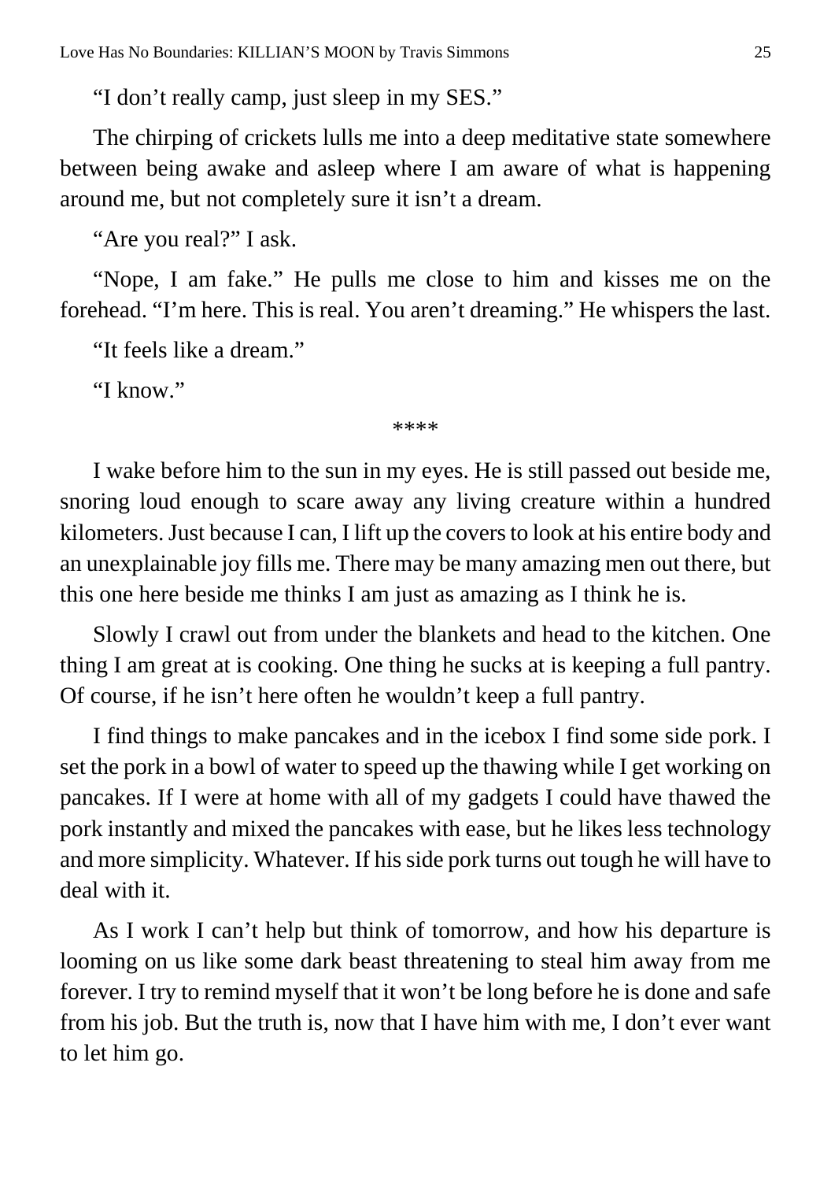"I don't really camp, just sleep in my SES."

The chirping of crickets lulls me into a deep meditative state somewhere between being awake and asleep where I am aware of what is happening around me, but not completely sure it isn't a dream.

"Are you real?" I ask.

"Nope, I am fake." He pulls me close to him and kisses me on the forehead. "I'm here. This is real. You aren't dreaming." He whispers the last.

"It feels like a dream."

"I know."

****

I wake before him to the sun in my eyes. He is still passed out beside me, snoring loud enough to scare away any living creature within a hundred kilometers. Just because I can, I lift up the covers to look at his entire body and an unexplainable joy fills me. There may be many amazing men out there, but this one here beside me thinks I am just as amazing as I think he is.

Slowly I crawl out from under the blankets and head to the kitchen. One thing I am great at is cooking. One thing he sucks at is keeping a full pantry. Of course, if he isn't here often he wouldn't keep a full pantry.

I find things to make pancakes and in the icebox I find some side pork. I set the pork in a bowl of water to speed up the thawing while I get working on pancakes. If I were at home with all of my gadgets I could have thawed the pork instantly and mixed the pancakes with ease, but he likes less technology and more simplicity. Whatever. If his side pork turns out tough he will have to deal with it.

As I work I can't help but think of tomorrow, and how his departure is looming on us like some dark beast threatening to steal him away from me forever. I try to remind myself that it won't be long before he is done and safe from his job. But the truth is, now that I have him with me, I don't ever want to let him go.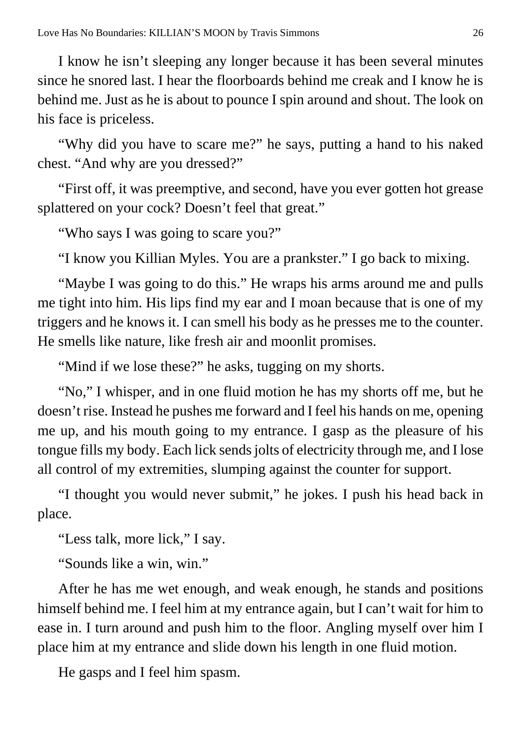I know he isn't sleeping any longer because it has been several minutes since he snored last. I hear the floorboards behind me creak and I know he is behind me. Just as he is about to pounce I spin around and shout. The look on his face is priceless.

"Why did you have to scare me?" he says, putting a hand to his naked chest. "And why are you dressed?"

"First off, it was preemptive, and second, have you ever gotten hot grease splattered on your cock? Doesn't feel that great."

"Who says I was going to scare you?"

"I know you Killian Myles. You are a prankster." I go back to mixing.

"Maybe I was going to do this." He wraps his arms around me and pulls me tight into him. His lips find my ear and I moan because that is one of my triggers and he knows it. I can smell his body as he presses me to the counter. He smells like nature, like fresh air and moonlit promises.

"Mind if we lose these?" he asks, tugging on my shorts.

"No," I whisper, and in one fluid motion he has my shorts off me, but he doesn't rise. Instead he pushes me forward and I feel his hands on me, opening me up, and his mouth going to my entrance. I gasp as the pleasure of his tongue fills my body. Each lick sends jolts of electricity through me, and I lose all control of my extremities, slumping against the counter for support.

"I thought you would never submit," he jokes. I push his head back in place.

"Less talk, more lick," I say.

"Sounds like a win, win."

After he has me wet enough, and weak enough, he stands and positions himself behind me. I feel him at my entrance again, but I can't wait for him to ease in. I turn around and push him to the floor. Angling myself over him I place him at my entrance and slide down his length in one fluid motion.

He gasps and I feel him spasm.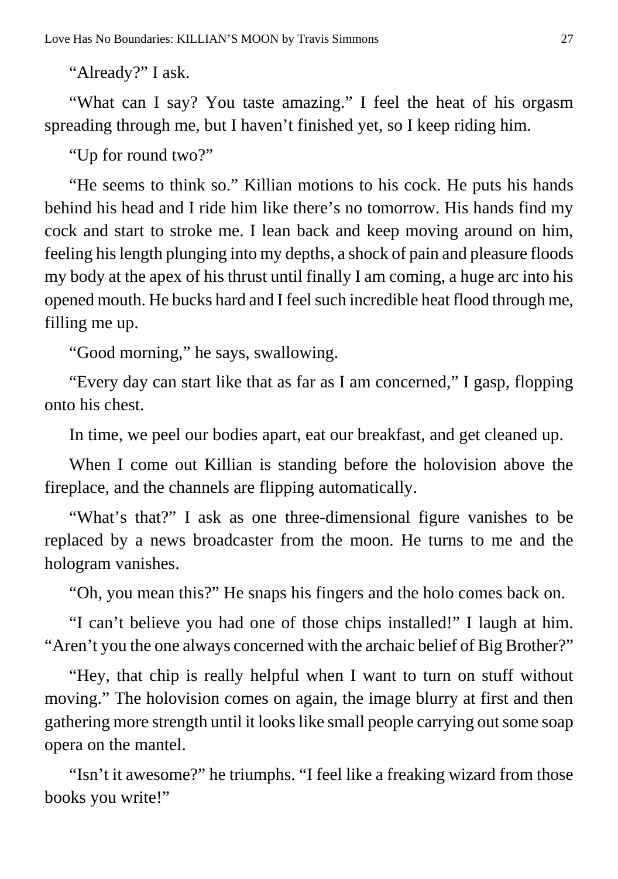"Already?" I ask.

"What can I say? You taste amazing." I feel the heat of his orgasm spreading through me, but I haven't finished yet, so I keep riding him.

"Up for round two?"

"He seems to think so." Killian motions to his cock. He puts his hands behind his head and I ride him like there's no tomorrow. His hands find my cock and start to stroke me. I lean back and keep moving around on him, feeling his length plunging into my depths, a shock of pain and pleasure floods my body at the apex of his thrust until finally I am coming, a huge arc into his opened mouth. He bucks hard and I feel such incredible heat flood through me, filling me up.

"Good morning," he says, swallowing.

"Every day can start like that as far as I am concerned," I gasp, flopping onto his chest.

In time, we peel our bodies apart, eat our breakfast, and get cleaned up.

When I come out Killian is standing before the holovision above the fireplace, and the channels are flipping automatically.

"What's that?" I ask as one three-dimensional figure vanishes to be replaced by a news broadcaster from the moon. He turns to me and the hologram vanishes.

"Oh, you mean this?" He snaps his fingers and the holo comes back on.

"I can't believe you had one of those chips installed!" I laugh at him. "Aren't you the one always concerned with the archaic belief of Big Brother?"

"Hey, that chip is really helpful when I want to turn on stuff without moving." The holovision comes on again, the image blurry at first and then gathering more strength until it looks like small people carrying out some soap opera on the mantel.

"Isn't it awesome?" he triumphs. "I feel like a freaking wizard from those books you write!"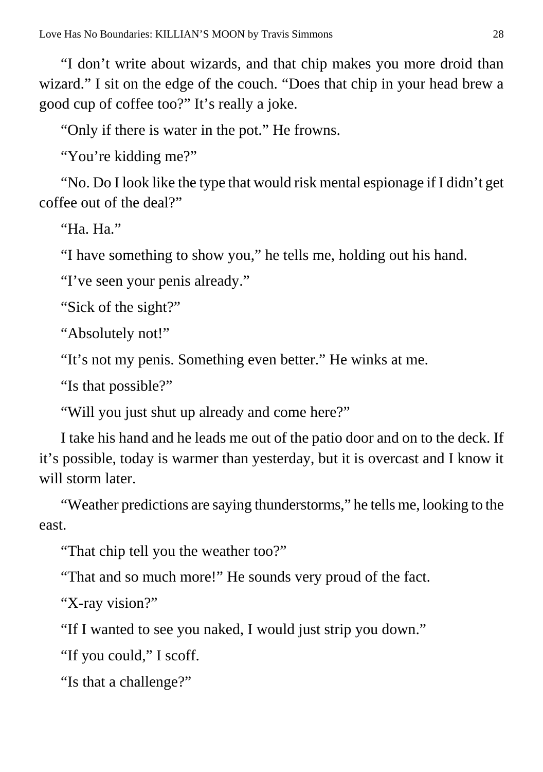“I don’t write about wizards, and that chip makes you more droid than wizard.” I sit on the edge of the couch. “Does that chip in your head brew a good cup of coffee too?” It’s really a joke.

“Only if there is water in the pot.” He frowns.

“You’re kidding me?”

“No. Do I look like the type that would risk mental espionage if I didn’t get coffee out of the deal?”

“Ha. Ha.”

“I have something to show you,” he tells me, holding out his hand.

“I’ve seen your penis already.”

“Sick of the sight?”

“Absolutely not!”

“It’s not my penis. Something even better.” He winks at me.

“Is that possible?”

“Will you just shut up already and come here?”

I take his hand and he leads me out of the patio door and on to the deck. If it’s possible, today is warmer than yesterday, but it is overcast and I know it will storm later.

“Weather predictions are saying thunderstorms,” he tells me, looking to the east.

“That chip tell you the weather too?”

“That and so much more!” He sounds very proud of the fact.

“X-ray vision?”

“If I wanted to see you naked, I would just strip you down.”

“If you could,” I scoff.

“Is that a challenge?”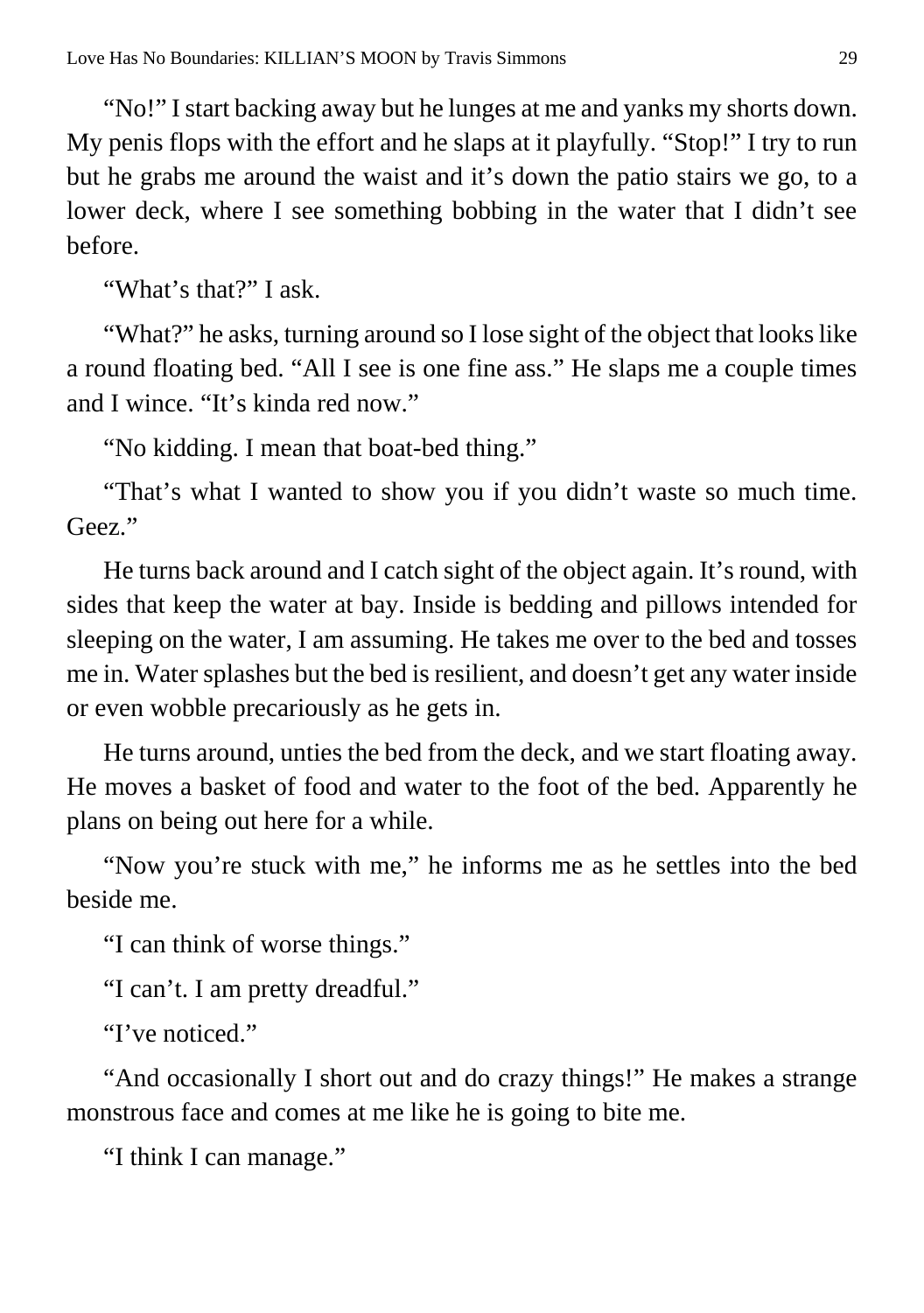"No!" I start backing away but he lunges at me and yanks my shorts down. My penis flops with the effort and he slaps at it playfully. "Stop!" I try to run but he grabs me around the waist and it's down the patio stairs we go, to a lower deck, where I see something bobbing in the water that I didn't see before.

"What's that?" I ask.

"What?" he asks, turning around so I lose sight of the object that looks like a round floating bed. "All I see is one fine ass." He slaps me a couple times and I wince. "It's kinda red now."

"No kidding. I mean that boat-bed thing."

"That's what I wanted to show you if you didn't waste so much time. Geez."

He turns back around and I catch sight of the object again. It's round, with sides that keep the water at bay. Inside is bedding and pillows intended for sleeping on the water, I am assuming. He takes me over to the bed and tosses me in. Water splashes but the bed is resilient, and doesn't get any water inside or even wobble precariously as he gets in.

He turns around, unties the bed from the deck, and we start floating away. He moves a basket of food and water to the foot of the bed. Apparently he plans on being out here for a while.

"Now you're stuck with me," he informs me as he settles into the bed beside me.

"I can think of worse things."

"I can't. I am pretty dreadful."

"I've noticed."

"And occasionally I short out and do crazy things!" He makes a strange monstrous face and comes at me like he is going to bite me.

"I think I can manage."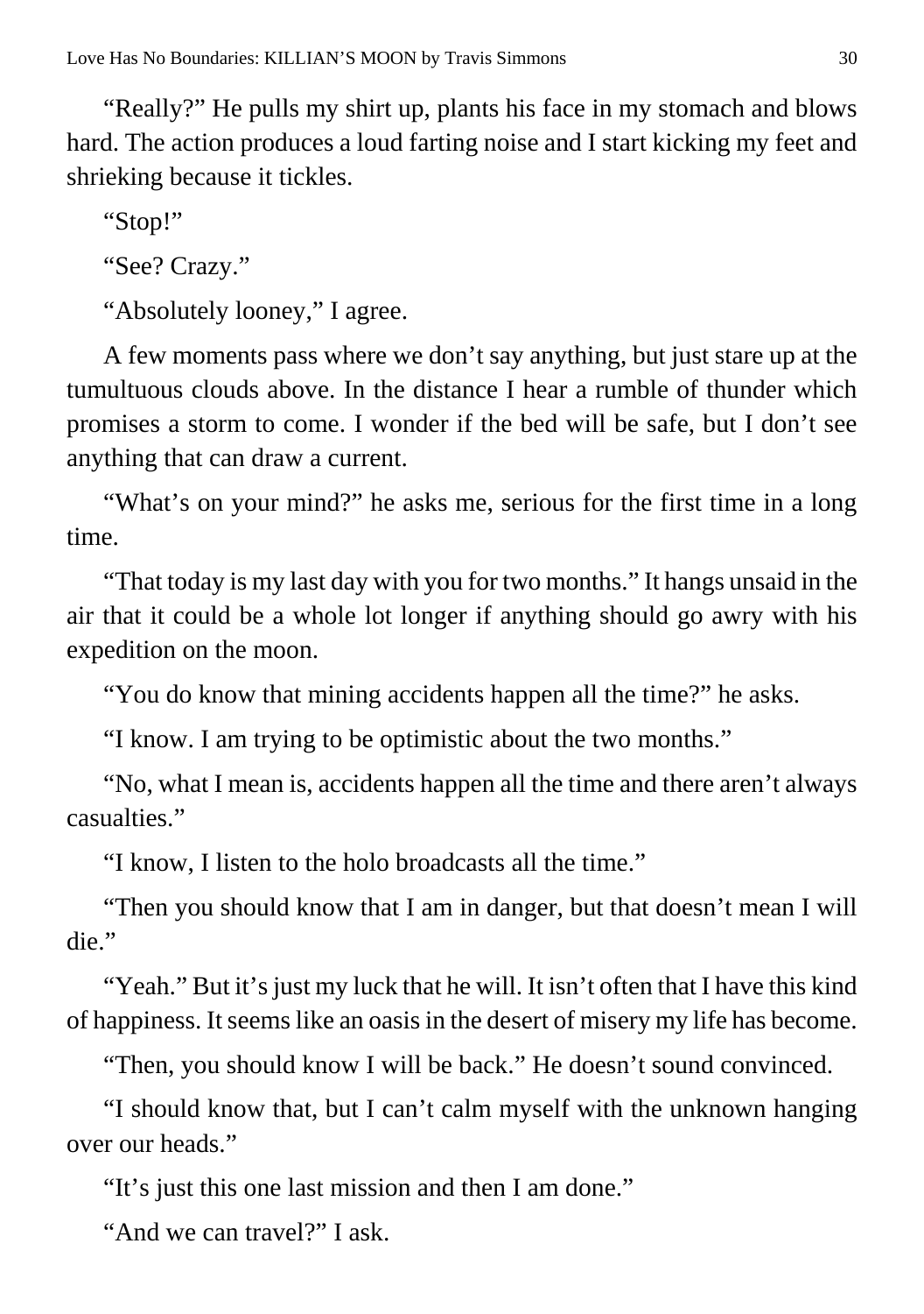"Really?" He pulls my shirt up, plants his face in my stomach and blows hard. The action produces a loud farting noise and I start kicking my feet and shrieking because it tickles.

"Stop!"

"See? Crazy."

"Absolutely looney," I agree.

A few moments pass where we don't say anything, but just stare up at the tumultuous clouds above. In the distance I hear a rumble of thunder which promises a storm to come. I wonder if the bed will be safe, but I don't see anything that can draw a current.

"What's on your mind?" he asks me, serious for the first time in a long time.

"That today is my last day with you for two months." It hangs unsaid in the air that it could be a whole lot longer if anything should go awry with his expedition on the moon.

"You do know that mining accidents happen all the time?" he asks.

"I know. I am trying to be optimistic about the two months."

"No, what I mean is, accidents happen all the time and there aren't always casualties."

"I know, I listen to the holo broadcasts all the time."

"Then you should know that I am in danger, but that doesn't mean I will die."

"Yeah." But it's just my luck that he will. It isn't often that I have this kind of happiness. It seems like an oasis in the desert of misery my life has become.

"Then, you should know I will be back." He doesn't sound convinced.

"I should know that, but I can't calm myself with the unknown hanging over our heads."

"It's just this one last mission and then I am done."

"And we can travel?" I ask.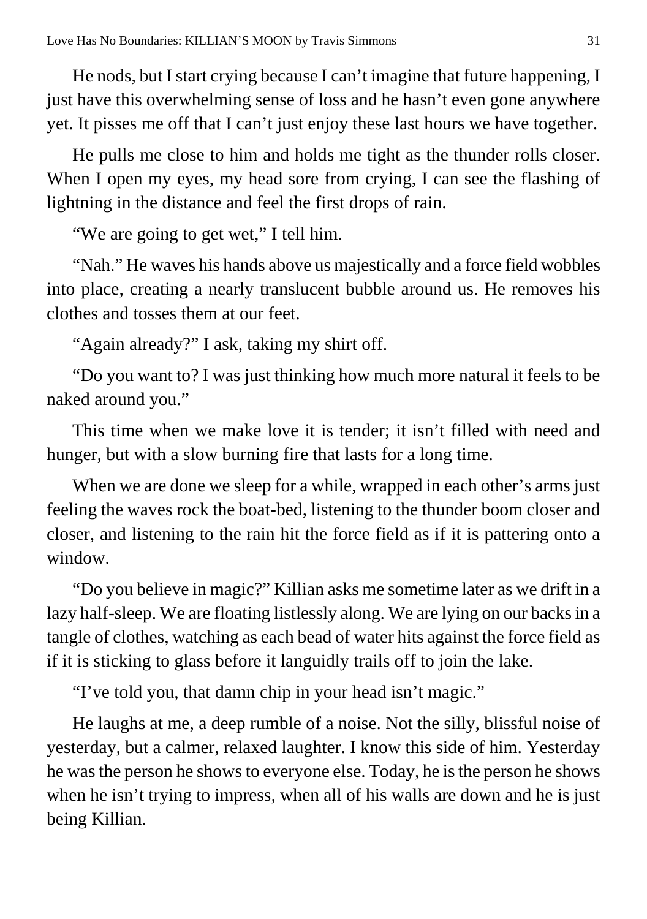He nods, but I start crying because I can't imagine that future happening, I just have this overwhelming sense of loss and he hasn't even gone anywhere yet. It pisses me off that I can't just enjoy these last hours we have together.

He pulls me close to him and holds me tight as the thunder rolls closer. When I open my eyes, my head sore from crying, I can see the flashing of lightning in the distance and feel the first drops of rain.

"We are going to get wet," I tell him.

"Nah." He waves his hands above us majestically and a force field wobbles into place, creating a nearly translucent bubble around us. He removes his clothes and tosses them at our feet.

"Again already?" I ask, taking my shirt off.

"Do you want to? I was just thinking how much more natural it feels to be naked around you."

This time when we make love it is tender; it isn't filled with need and hunger, but with a slow burning fire that lasts for a long time.

When we are done we sleep for a while, wrapped in each other's arms just feeling the waves rock the boat-bed, listening to the thunder boom closer and closer, and listening to the rain hit the force field as if it is pattering onto a window.

"Do you believe in magic?" Killian asks me sometime later as we drift in a lazy half-sleep. We are floating listlessly along. We are lying on our backs in a tangle of clothes, watching as each bead of water hits against the force field as if it is sticking to glass before it languidly trails off to join the lake.

"I've told you, that damn chip in your head isn't magic."

He laughs at me, a deep rumble of a noise. Not the silly, blissful noise of yesterday, but a calmer, relaxed laughter. I know this side of him. Yesterday he was the person he shows to everyone else. Today, he is the person he shows when he isn't trying to impress, when all of his walls are down and he is just being Killian.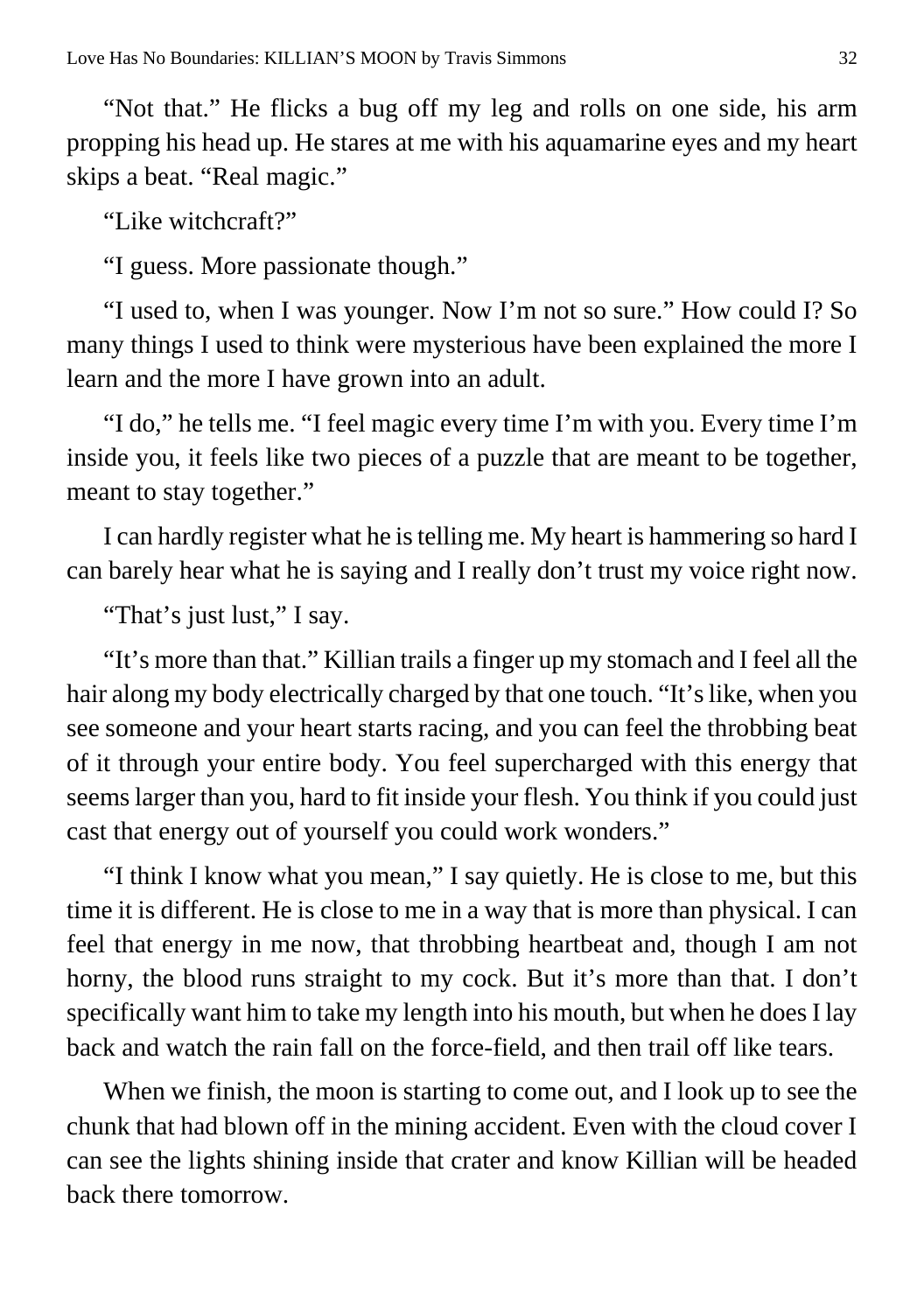"Not that." He flicks a bug off my leg and rolls on one side, his arm propping his head up. He stares at me with his aquamarine eyes and my heart skips a beat. "Real magic."

"Like witchcraft?"

"I guess. More passionate though."

"I used to, when I was younger. Now I'm not so sure." How could I? So many things I used to think were mysterious have been explained the more I learn and the more I have grown into an adult.

"I do," he tells me. "I feel magic every time I'm with you. Every time I'm inside you, it feels like two pieces of a puzzle that are meant to be together, meant to stay together."

I can hardly register what he is telling me. My heart is hammering so hard I can barely hear what he is saying and I really don't trust my voice right now.

"That's just lust," I say.

"It's more than that." Killian trails a finger up my stomach and I feel all the hair along my body electrically charged by that one touch. "It's like, when you see someone and your heart starts racing, and you can feel the throbbing beat of it through your entire body. You feel supercharged with this energy that seems larger than you, hard to fit inside your flesh. You think if you could just cast that energy out of yourself you could work wonders."

"I think I know what you mean," I say quietly. He is close to me, but this time it is different. He is close to me in a way that is more than physical. I can feel that energy in me now, that throbbing heartbeat and, though I am not horny, the blood runs straight to my cock. But it's more than that. I don't specifically want him to take my length into his mouth, but when he does I lay back and watch the rain fall on the force-field, and then trail off like tears.

When we finish, the moon is starting to come out, and I look up to see the chunk that had blown off in the mining accident. Even with the cloud cover I can see the lights shining inside that crater and know Killian will be headed back there tomorrow.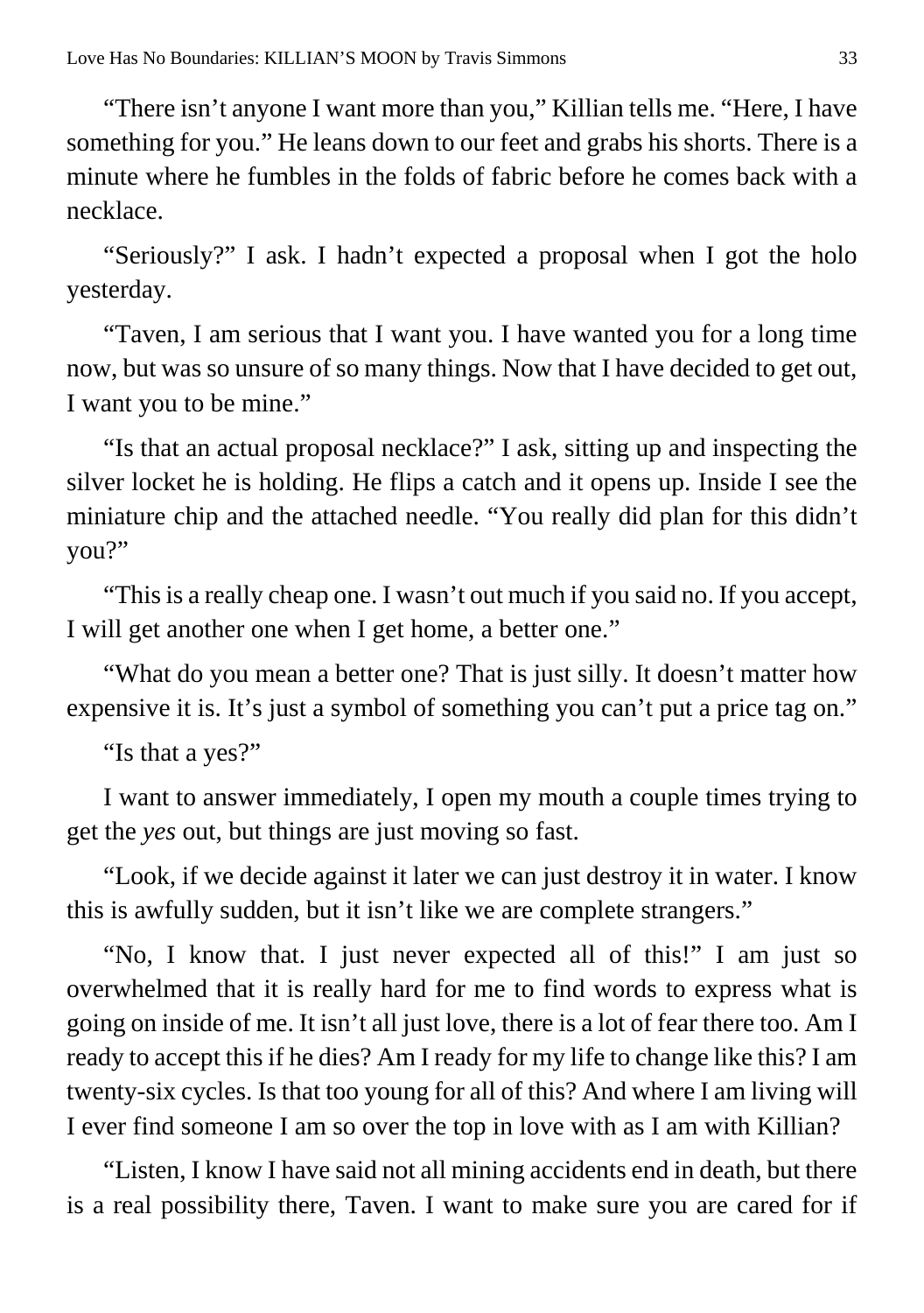"There isn't anyone I want more than you," Killian tells me. "Here, I have something for you." He leans down to our feet and grabs his shorts. There is a minute where he fumbles in the folds of fabric before he comes back with a necklace.

"Seriously?" I ask. I hadn't expected a proposal when I got the holo yesterday.

"Taven, I am serious that I want you. I have wanted you for a long time now, but was so unsure of so many things. Now that I have decided to get out, I want you to be mine."

"Is that an actual proposal necklace?" I ask, sitting up and inspecting the silver locket he is holding. He flips a catch and it opens up. Inside I see the miniature chip and the attached needle. "You really did plan for this didn't you?"

"This is a really cheap one. I wasn't out much if you said no. If you accept, I will get another one when I get home, a better one."

"What do you mean a better one? That is just silly. It doesn't matter how expensive it is. It's just a symbol of something you can't put a price tag on."

"Is that a yes?"

I want to answer immediately, I open my mouth a couple times trying to get the *yes* out, but things are just moving so fast.

"Look, if we decide against it later we can just destroy it in water. I know this is awfully sudden, but it isn't like we are complete strangers."

"No, I know that. I just never expected all of this!" I am just so overwhelmed that it is really hard for me to find words to express what is going on inside of me. It isn't all just love, there is a lot of fear there too. Am I ready to accept this if he dies? Am I ready for my life to change like this? I am twenty-six cycles. Is that too young for all of this? And where I am living will I ever find someone I am so over the top in love with as I am with Killian?

"Listen, I know I have said not all mining accidents end in death, but there is a real possibility there, Taven. I want to make sure you are cared for if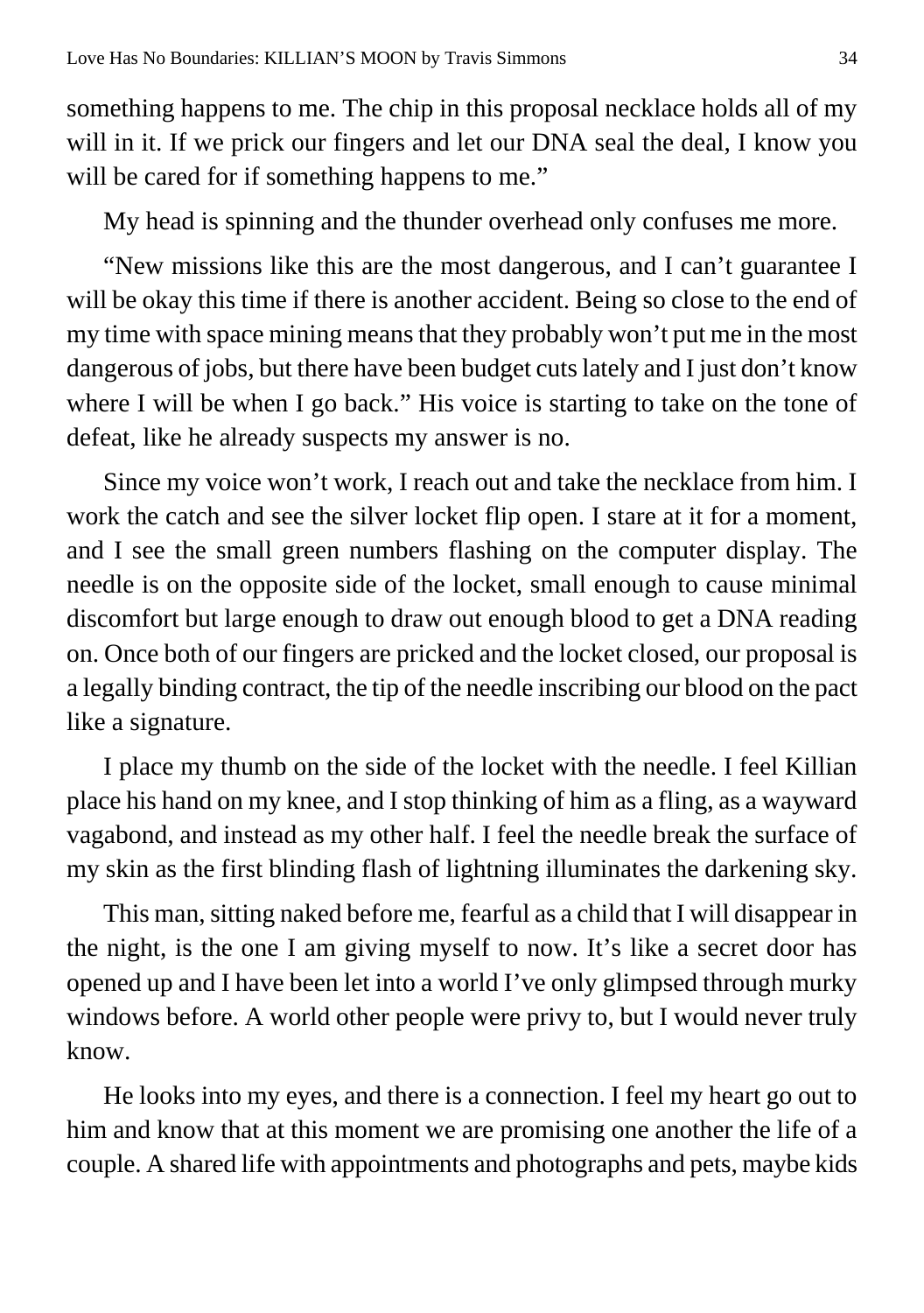something happens to me. The chip in this proposal necklace holds all of my will in it. If we prick our fingers and let our DNA seal the deal, I know you will be cared for if something happens to me."

My head is spinning and the thunder overhead only confuses me more.

"New missions like this are the most dangerous, and I can't guarantee I will be okay this time if there is another accident. Being so close to the end of my time with space mining means that they probably won't put me in the most dangerous of jobs, but there have been budget cuts lately and I just don't know where I will be when I go back." His voice is starting to take on the tone of defeat, like he already suspects my answer is no.

Since my voice won't work, I reach out and take the necklace from him. I work the catch and see the silver locket flip open. I stare at it for a moment, and I see the small green numbers flashing on the computer display. The needle is on the opposite side of the locket, small enough to cause minimal discomfort but large enough to draw out enough blood to get a DNA reading on. Once both of our fingers are pricked and the locket closed, our proposal is a legally binding contract, the tip of the needle inscribing our blood on the pact like a signature.

I place my thumb on the side of the locket with the needle. I feel Killian place his hand on my knee, and I stop thinking of him as a fling, as a wayward vagabond, and instead as my other half. I feel the needle break the surface of my skin as the first blinding flash of lightning illuminates the darkening sky.

This man, sitting naked before me, fearful as a child that I will disappear in the night, is the one I am giving myself to now. It's like a secret door has opened up and I have been let into a world I've only glimpsed through murky windows before. A world other people were privy to, but I would never truly know.

He looks into my eyes, and there is a connection. I feel my heart go out to him and know that at this moment we are promising one another the life of a couple. A shared life with appointments and photographs and pets, maybe kids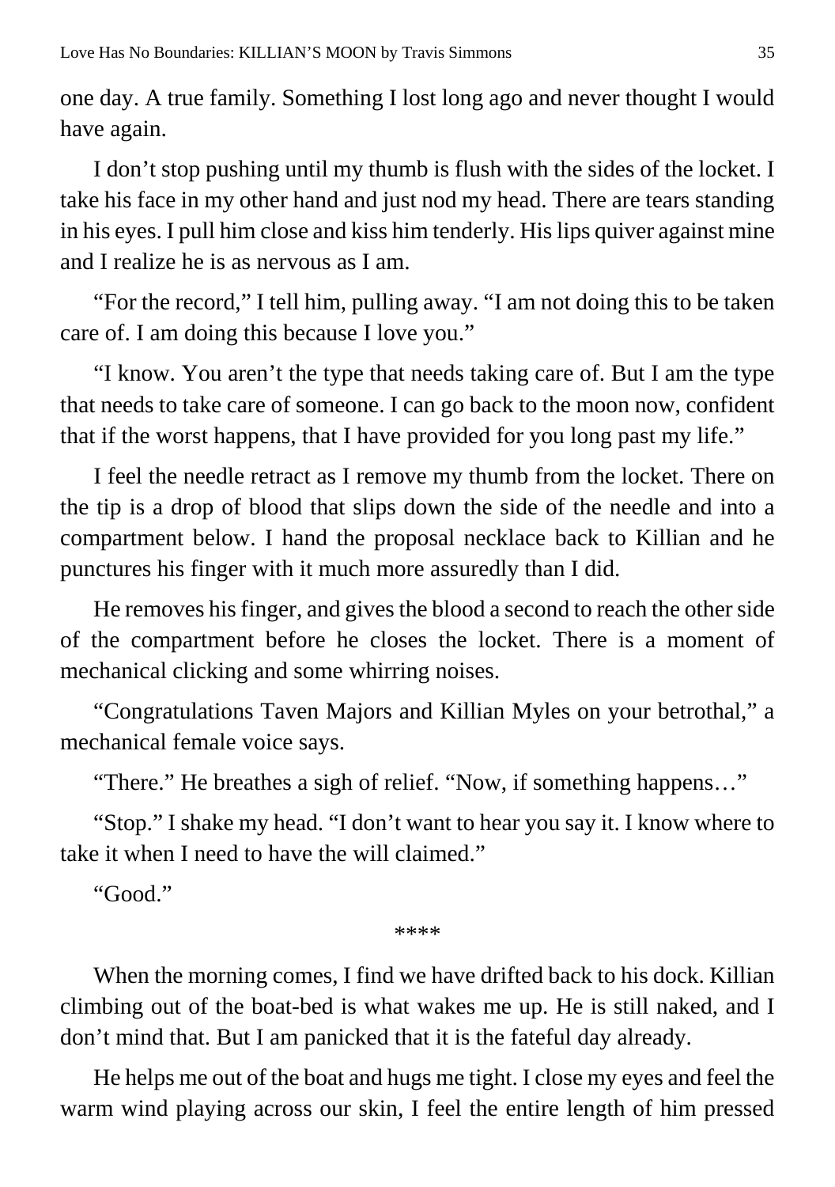one day. A true family. Something I lost long ago and never thought I would have again.

I don't stop pushing until my thumb is flush with the sides of the locket. I take his face in my other hand and just nod my head. There are tears standing in his eyes. I pull him close and kiss him tenderly. His lips quiver against mine and I realize he is as nervous as I am.

"For the record," I tell him, pulling away. "I am not doing this to be taken care of. I am doing this because I love you."

"I know. You aren't the type that needs taking care of. But I am the type that needs to take care of someone. I can go back to the moon now, confident that if the worst happens, that I have provided for you long past my life."

I feel the needle retract as I remove my thumb from the locket. There on the tip is a drop of blood that slips down the side of the needle and into a compartment below. I hand the proposal necklace back to Killian and he punctures his finger with it much more assuredly than I did.

He removes his finger, and gives the blood a second to reach the other side of the compartment before he closes the locket. There is a moment of mechanical clicking and some whirring noises.

"Congratulations Taven Majors and Killian Myles on your betrothal," a mechanical female voice says.

"There." He breathes a sigh of relief. "Now, if something happens…"

"Stop." I shake my head. "I don't want to hear you say it. I know where to take it when I need to have the will claimed."

"Good."

****

When the morning comes, I find we have drifted back to his dock. Killian climbing out of the boat-bed is what wakes me up. He is still naked, and I don't mind that. But I am panicked that it is the fateful day already.

He helps me out of the boat and hugs me tight. I close my eyes and feel the warm wind playing across our skin, I feel the entire length of him pressed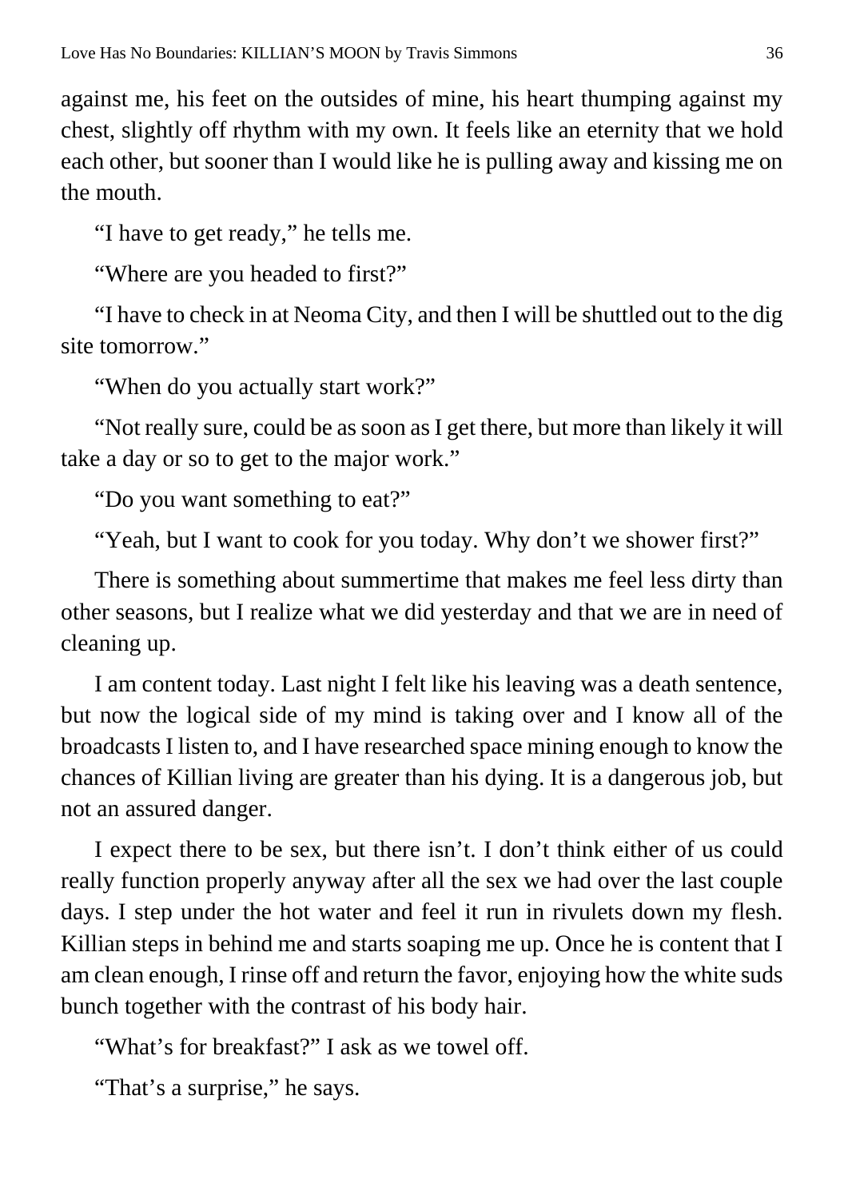against me, his feet on the outsides of mine, his heart thumping against my chest, slightly off rhythm with my own. It feels like an eternity that we hold each other, but sooner than I would like he is pulling away and kissing me on the mouth.

"I have to get ready," he tells me.

"Where are you headed to first?"

"I have to check in at Neoma City, and then I will be shuttled out to the dig site tomorrow."

"When do you actually start work?"

"Not really sure, could be as soon as I get there, but more than likely it will take a day or so to get to the major work."

"Do you want something to eat?"

"Yeah, but I want to cook for you today. Why don't we shower first?"

There is something about summertime that makes me feel less dirty than other seasons, but I realize what we did yesterday and that we are in need of cleaning up.

I am content today. Last night I felt like his leaving was a death sentence, but now the logical side of my mind is taking over and I know all of the broadcasts I listen to, and I have researched space mining enough to know the chances of Killian living are greater than his dying. It is a dangerous job, but not an assured danger.

I expect there to be sex, but there isn't. I don't think either of us could really function properly anyway after all the sex we had over the last couple days. I step under the hot water and feel it run in rivulets down my flesh. Killian steps in behind me and starts soaping me up. Once he is content that I am clean enough, I rinse off and return the favor, enjoying how the white suds bunch together with the contrast of his body hair.

"What's for breakfast?" I ask as we towel off.

"That's a surprise," he says.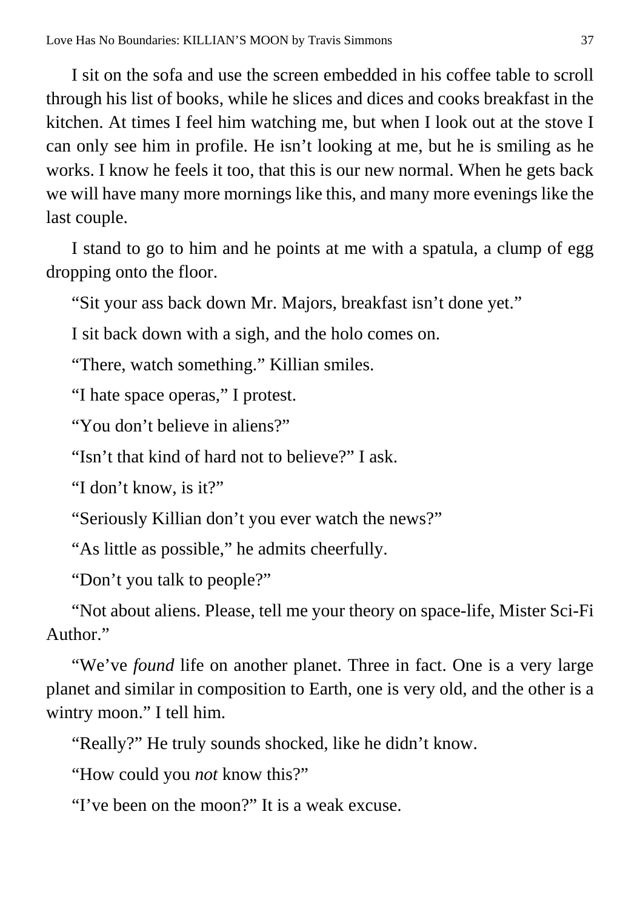I sit on the sofa and use the screen embedded in his coffee table to scroll through his list of books, while he slices and dices and cooks breakfast in the kitchen. At times I feel him watching me, but when I look out at the stove I can only see him in profile. He isn't looking at me, but he is smiling as he works. I know he feels it too, that this is our new normal. When he gets back we will have many more mornings like this, and many more evenings like the last couple.

I stand to go to him and he points at me with a spatula, a clump of egg dropping onto the floor.

"Sit your ass back down Mr. Majors, breakfast isn't done yet."

I sit back down with a sigh, and the holo comes on.

"There, watch something." Killian smiles.

"I hate space operas," I protest.

"You don't believe in aliens?"

"Isn't that kind of hard not to believe?" I ask.

"I don't know, is it?"

"Seriously Killian don't you ever watch the news?"

"As little as possible," he admits cheerfully.

"Don't you talk to people?"

"Not about aliens. Please, tell me your theory on space-life, Mister Sci-Fi Author."

"We've *found* life on another planet. Three in fact. One is a very large planet and similar in composition to Earth, one is very old, and the other is a wintry moon." I tell him.

"Really?" He truly sounds shocked, like he didn't know.

"How could you *not* know this?"

"I've been on the moon?" It is a weak excuse.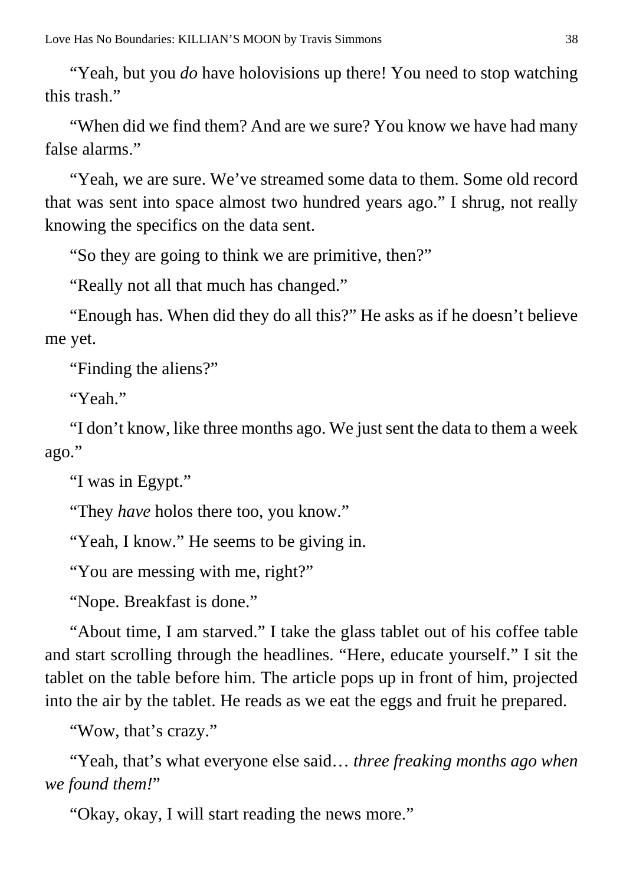"Yeah, but you *do* have holovisions up there! You need to stop watching this trash."

"When did we find them? And are we sure? You know we have had many false alarms."

"Yeah, we are sure. We've streamed some data to them. Some old record that was sent into space almost two hundred years ago." I shrug, not really knowing the specifics on the data sent.

"So they are going to think we are primitive, then?"

"Really not all that much has changed."

"Enough has. When did they do all this?" He asks as if he doesn't believe me yet.

"Finding the aliens?"

"Yeah."

"I don't know, like three months ago. We just sent the data to them a week ago."

"I was in Egypt."

"They *have* holos there too, you know."

"Yeah, I know." He seems to be giving in.

"You are messing with me, right?"

"Nope. Breakfast is done."

"About time, I am starved." I take the glass tablet out of his coffee table and start scrolling through the headlines. "Here, educate yourself." I sit the tablet on the table before him. The article pops up in front of him, projected into the air by the tablet. He reads as we eat the eggs and fruit he prepared.

"Wow, that's crazy."

"Yeah, that's what everyone else said… *three freaking months ago when we found them!*"

"Okay, okay, I will start reading the news more."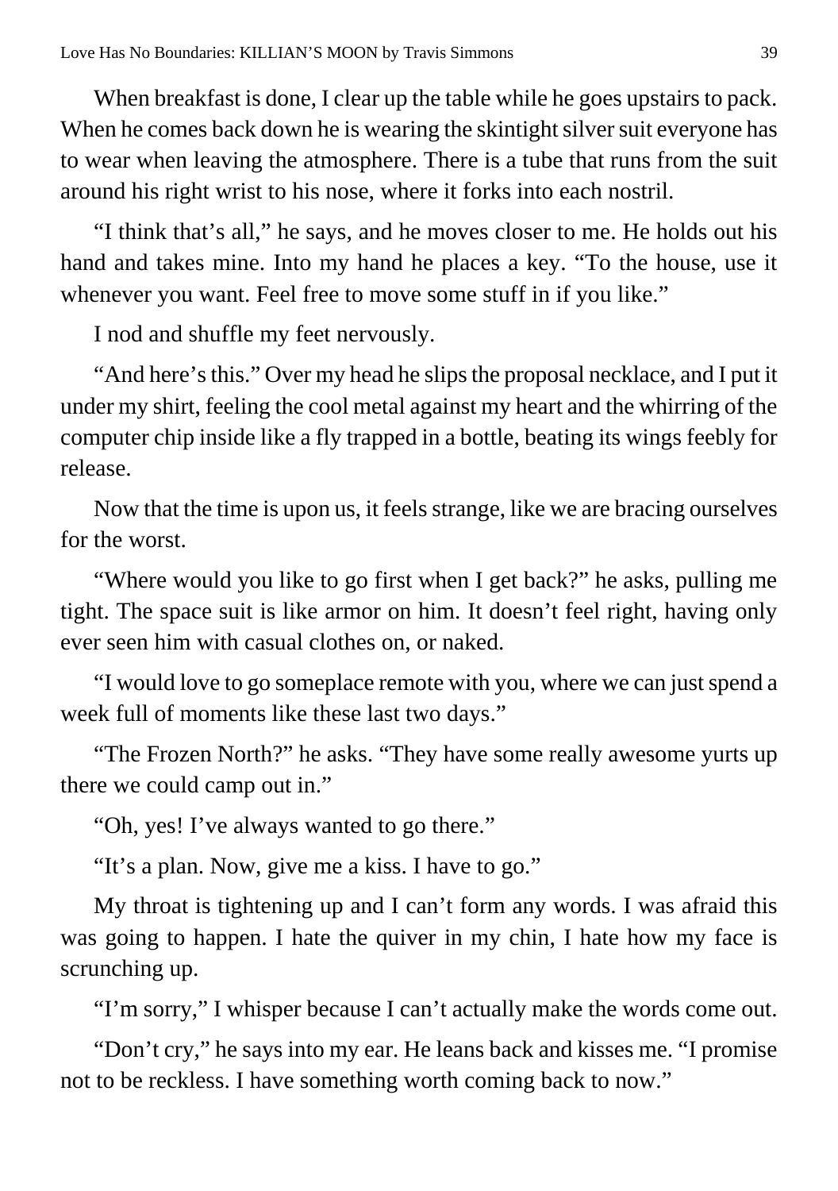When breakfast is done, I clear up the table while he goes upstairs to pack. When he comes back down he is wearing the skintight silver suit everyone has to wear when leaving the atmosphere. There is a tube that runs from the suit around his right wrist to his nose, where it forks into each nostril.

"I think that's all," he says, and he moves closer to me. He holds out his hand and takes mine. Into my hand he places a key. "To the house, use it whenever you want. Feel free to move some stuff in if you like."

I nod and shuffle my feet nervously.

"And here's this." Over my head he slips the proposal necklace, and I put it under my shirt, feeling the cool metal against my heart and the whirring of the computer chip inside like a fly trapped in a bottle, beating its wings feebly for release.

Now that the time is upon us, it feels strange, like we are bracing ourselves for the worst.

"Where would you like to go first when I get back?" he asks, pulling me tight. The space suit is like armor on him. It doesn't feel right, having only ever seen him with casual clothes on, or naked.

"I would love to go someplace remote with you, where we can just spend a week full of moments like these last two days."

"The Frozen North?" he asks. "They have some really awesome yurts up there we could camp out in."

"Oh, yes! I've always wanted to go there."

"It's a plan. Now, give me a kiss. I have to go."

My throat is tightening up and I can't form any words. I was afraid this was going to happen. I hate the quiver in my chin, I hate how my face is scrunching up.

"I'm sorry," I whisper because I can't actually make the words come out.

"Don't cry," he says into my ear. He leans back and kisses me. "I promise not to be reckless. I have something worth coming back to now."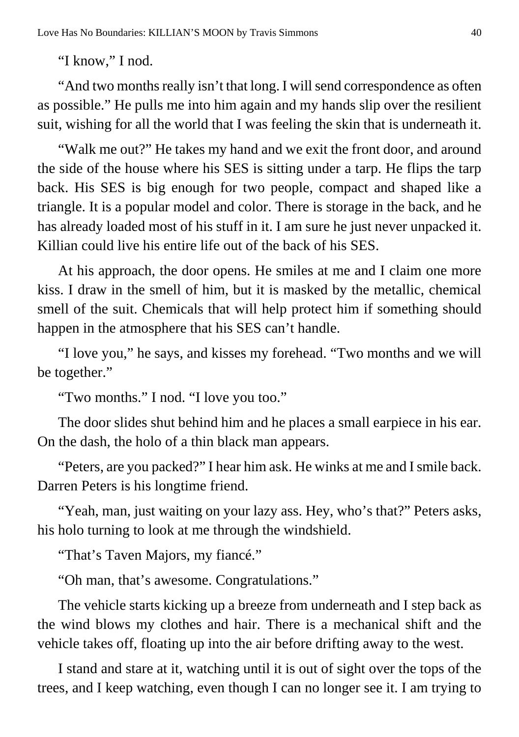"I know," I nod.

"And two months really isn't that long. I will send correspondence as often as possible." He pulls me into him again and my hands slip over the resilient suit, wishing for all the world that I was feeling the skin that is underneath it.

"Walk me out?" He takes my hand and we exit the front door, and around the side of the house where his SES is sitting under a tarp. He flips the tarp back. His SES is big enough for two people, compact and shaped like a triangle. It is a popular model and color. There is storage in the back, and he has already loaded most of his stuff in it. I am sure he just never unpacked it. Killian could live his entire life out of the back of his SES.

At his approach, the door opens. He smiles at me and I claim one more kiss. I draw in the smell of him, but it is masked by the metallic, chemical smell of the suit. Chemicals that will help protect him if something should happen in the atmosphere that his SES can't handle.

"I love you," he says, and kisses my forehead. "Two months and we will be together."

"Two months." I nod. "I love you too."

The door slides shut behind him and he places a small earpiece in his ear. On the dash, the holo of a thin black man appears.

"Peters, are you packed?" I hear him ask. He winks at me and I smile back. Darren Peters is his longtime friend.

"Yeah, man, just waiting on your lazy ass. Hey, who's that?" Peters asks, his holo turning to look at me through the windshield.

"That's Taven Majors, my fiancé."

"Oh man, that's awesome. Congratulations."

The vehicle starts kicking up a breeze from underneath and I step back as the wind blows my clothes and hair. There is a mechanical shift and the vehicle takes off, floating up into the air before drifting away to the west.

I stand and stare at it, watching until it is out of sight over the tops of the trees, and I keep watching, even though I can no longer see it. I am trying to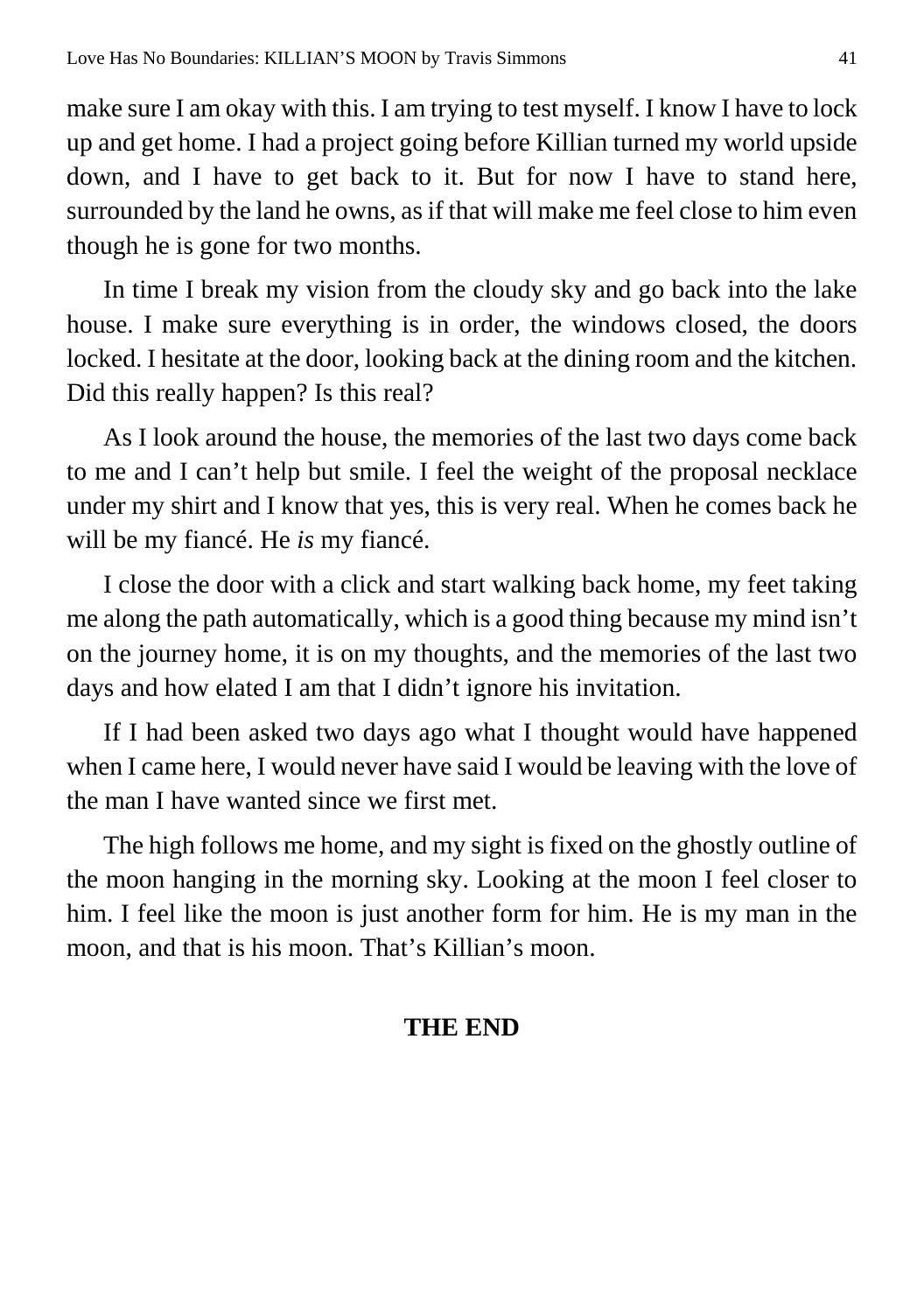make sure I am okay with this. I am trying to test myself. I know I have to lock up and get home. I had a project going before Killian turned my world upside down, and I have to get back to it. But for now I have to stand here, surrounded by the land he owns, as if that will make me feel close to him even though he is gone for two months.

In time I break my vision from the cloudy sky and go back into the lake house. I make sure everything is in order, the windows closed, the doors locked. I hesitate at the door, looking back at the dining room and the kitchen. Did this really happen? Is this real?

As I look around the house, the memories of the last two days come back to me and I can't help but smile. I feel the weight of the proposal necklace under my shirt and I know that yes, this is very real. When he comes back he will be my fiancé. He *is* my fiancé.

I close the door with a click and start walking back home, my feet taking me along the path automatically, which is a good thing because my mind isn't on the journey home, it is on my thoughts, and the memories of the last two days and how elated I am that I didn't ignore his invitation.

If I had been asked two days ago what I thought would have happened when I came here, I would never have said I would be leaving with the love of the man I have wanted since we first met.

The high follows me home, and my sight is fixed on the ghostly outline of the moon hanging in the morning sky. Looking at the moon I feel closer to him. I feel like the moon is just another form for him. He is my man in the moon, and that is his moon. That's Killian's moon.

**THE END**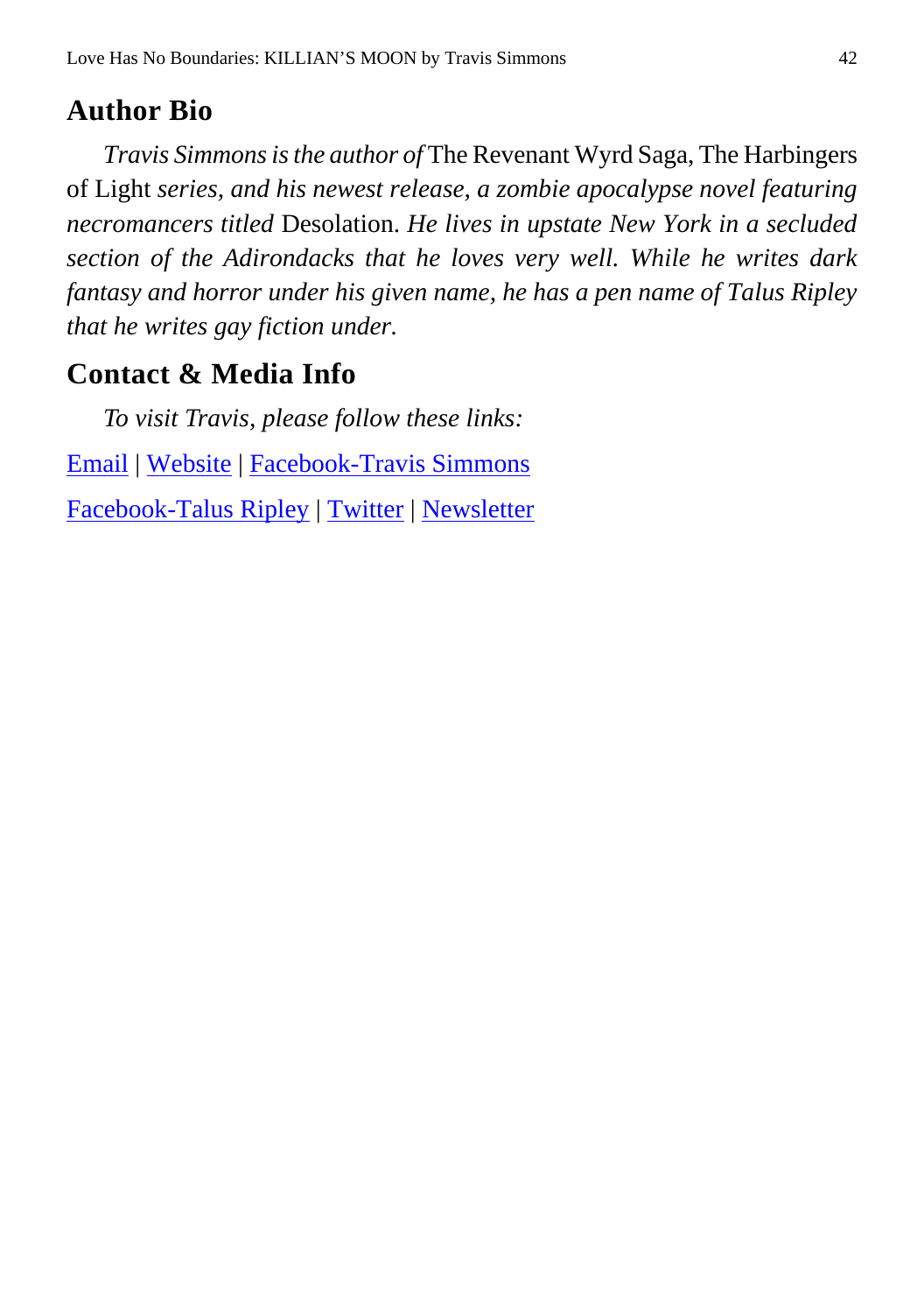## Author Bio

*Travis Simmons is the author of* The Revenant Wyrd Saga, The Harbingers of Light *series, and his newest release, a zombie apocalypse novel featuring necromancers titled* Desolation. *He lives in upstate New York in a secluded section of the Adirondacks that he loves very well. While he writes dark fantasy and horror under his given name, he has a pen name of Talus Ripley that he writes gay fiction under.*

## Contact & Media Info

*To visit Travis, please follow these links:*

Email | Website | Facebook-Travis Simmons

Facebook-Talus Ripley | Twitter | Newsletter